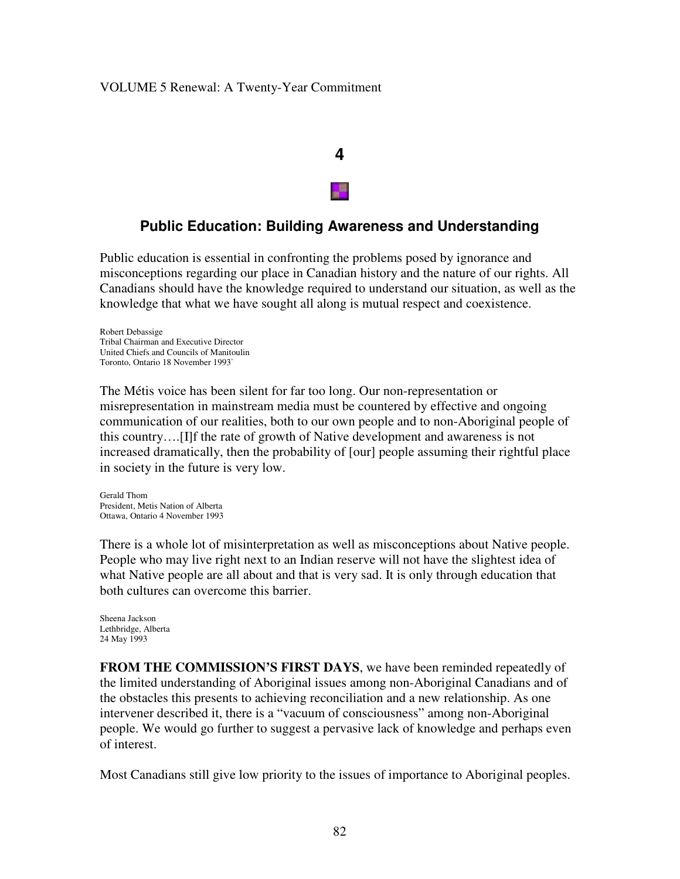# 4

## Public Education: Building Awareness and Understanding

Public education is essential in confronting the problems posed by ignorance and misconceptions regarding our place in Canadian history and the nature of our rights. All Canadians should have the knowledge required to understand our situation, as well as the knowledge that what we have sought all along is mutual respect and coexistence.

Robert Debassige
Tribal Chairman and Executive Director
United Chiefs and Councils of Manitoulin
Toronto, Ontario 18 November 1993[*]

The Métis voice has been silent for far too long. Our non-representation or misrepresentation in mainstream media must be countered by effective and ongoing communication of our realities, both to our own people and to non-Aboriginal people of this country….[I]f the rate of growth of Native development and awareness is not increased dramatically, then the probability of [our] people assuming their rightful place in society in the future is very low.

Gerald Thom
President, Metis Nation of Alberta
Ottawa, Ontario 4 November 1993

There is a whole lot of misinterpretation as well as misconceptions about Native people. People who may live right next to an Indian reserve will not have the slightest idea of what Native people are all about and that is very sad. It is only through education that both cultures can overcome this barrier.

Sheena Jackson
Lethbridge, Alberta
24 May 1993

**FROM THE COMMISSION'S FIRST DAYS**, we have been reminded repeatedly of the limited understanding of Aboriginal issues among non-Aboriginal Canadians and of the obstacles this presents to achieving reconciliation and a new relationship. As one intervener described it, there is a "vacuum of consciousness" among non-Aboriginal people. We would go further to suggest a pervasive lack of knowledge and perhaps even of interest.

Most Canadians still give low priority to the issues of importance to Aboriginal peoples.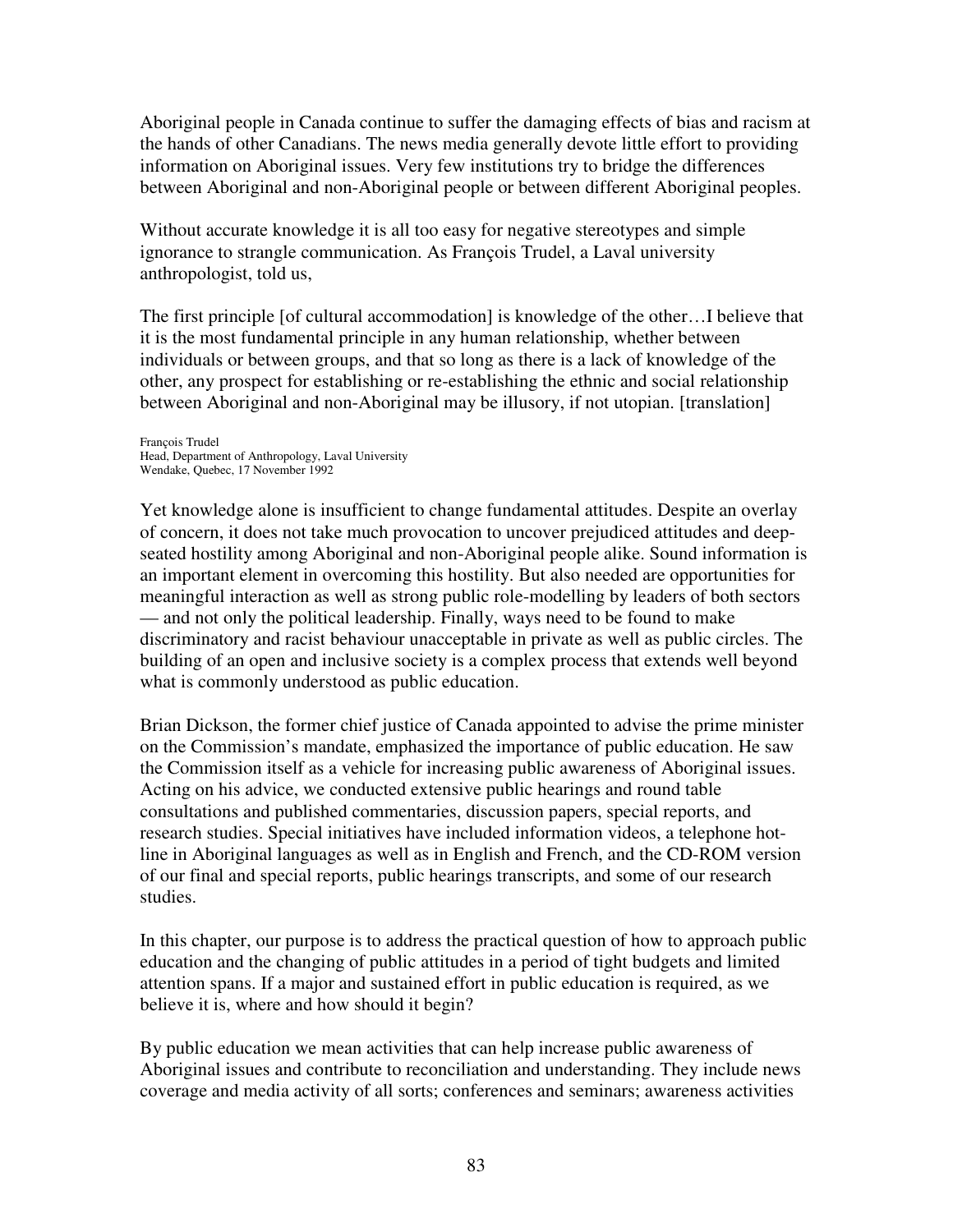Aboriginal people in Canada continue to suffer the damaging effects of bias and racism at the hands of other Canadians. The news media generally devote little effort to providing information on Aboriginal issues. Very few institutions try to bridge the differences between Aboriginal and non-Aboriginal people or between different Aboriginal peoples.

Without accurate knowledge it is all too easy for negative stereotypes and simple ignorance to strangle communication. As François Trudel, a Laval university anthropologist, told us,

> The first principle [of cultural accommodation] is knowledge of the other…I believe that it is the most fundamental principle in any human relationship, whether between individuals or between groups, and that so long as there is a lack of knowledge of the other, any prospect for establishing or re-establishing the ethnic and social relationship between Aboriginal and non-Aboriginal may be illusory, if not utopian. [translation]
>
> François Trudel
> Head, Department of Anthropology, Laval University
> Wendake, Quebec, 17 November 1992

Yet knowledge alone is insufficient to change fundamental attitudes. Despite an overlay of concern, it does not take much provocation to uncover prejudiced attitudes and deep-seated hostility among Aboriginal and non-Aboriginal people alike. Sound information is an important element in overcoming this hostility. But also needed are opportunities for meaningful interaction as well as strong public role-modelling by leaders of both sectors — and not only the political leadership. Finally, ways need to be found to make discriminatory and racist behaviour unacceptable in private as well as public circles. The building of an open and inclusive society is a complex process that extends well beyond what is commonly understood as public education.

Brian Dickson, the former chief justice of Canada appointed to advise the prime minister on the Commission's mandate, emphasized the importance of public education. He saw the Commission itself as a vehicle for increasing public awareness of Aboriginal issues. Acting on his advice, we conducted extensive public hearings and round table consultations and published commentaries, discussion papers, special reports, and research studies. Special initiatives have included information videos, a telephone hot-line in Aboriginal languages as well as in English and French, and the CD-ROM version of our final and special reports, public hearings transcripts, and some of our research studies.

In this chapter, our purpose is to address the practical question of how to approach public education and the changing of public attitudes in a period of tight budgets and limited attention spans. If a major and sustained effort in public education is required, as we believe it is, where and how should it begin?

By public education we mean activities that can help increase public awareness of Aboriginal issues and contribute to reconciliation and understanding. They include news coverage and media activity of all sorts; conferences and seminars; awareness activities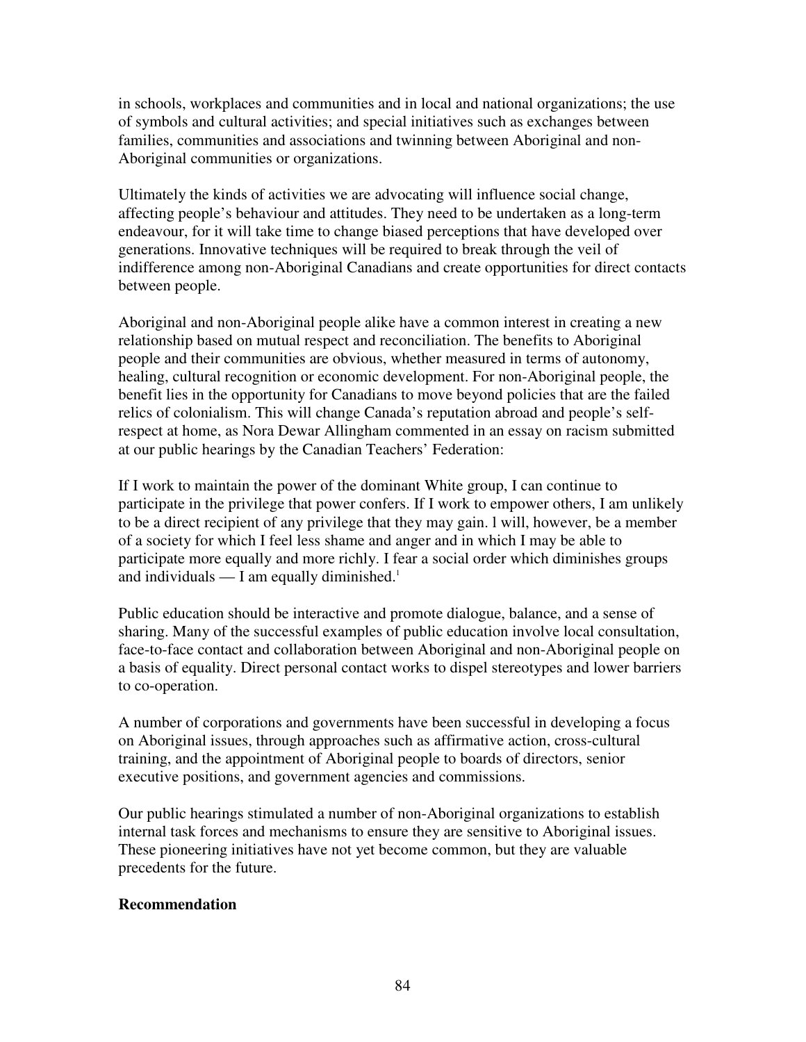in schools, workplaces and communities and in local and national organizations; the use of symbols and cultural activities; and special initiatives such as exchanges between families, communities and associations and twinning between Aboriginal and non-Aboriginal communities or organizations.

Ultimately the kinds of activities we are advocating will influence social change, affecting people's behaviour and attitudes. They need to be undertaken as a long-term endeavour, for it will take time to change biased perceptions that have developed over generations. Innovative techniques will be required to break through the veil of indifference among non-Aboriginal Canadians and create opportunities for direct contacts between people.

Aboriginal and non-Aboriginal people alike have a common interest in creating a new relationship based on mutual respect and reconciliation. The benefits to Aboriginal people and their communities are obvious, whether measured in terms of autonomy, healing, cultural recognition or economic development. For non-Aboriginal people, the benefit lies in the opportunity for Canadians to move beyond policies that are the failed relics of colonialism. This will change Canada's reputation abroad and people's self-respect at home, as Nora Dewar Allingham commented in an essay on racism submitted at our public hearings by the Canadian Teachers' Federation:

If I work to maintain the power of the dominant White group, I can continue to participate in the privilege that power confers. If I work to empower others, I am unlikely to be a direct recipient of any privilege that they may gain. I will, however, be a member of a society for which I feel less shame and anger and in which I may be able to participate more equally and more richly. I fear a social order which diminishes groups and individuals — I am equally diminished.[1]

Public education should be interactive and promote dialogue, balance, and a sense of sharing. Many of the successful examples of public education involve local consultation, face-to-face contact and collaboration between Aboriginal and non-Aboriginal people on a basis of equality. Direct personal contact works to dispel stereotypes and lower barriers to co-operation.

A number of corporations and governments have been successful in developing a focus on Aboriginal issues, through approaches such as affirmative action, cross-cultural training, and the appointment of Aboriginal people to boards of directors, senior executive positions, and government agencies and commissions.

Our public hearings stimulated a number of non-Aboriginal organizations to establish internal task forces and mechanisms to ensure they are sensitive to Aboriginal issues. These pioneering initiatives have not yet become common, but they are valuable precedents for the future.

**Recommendation**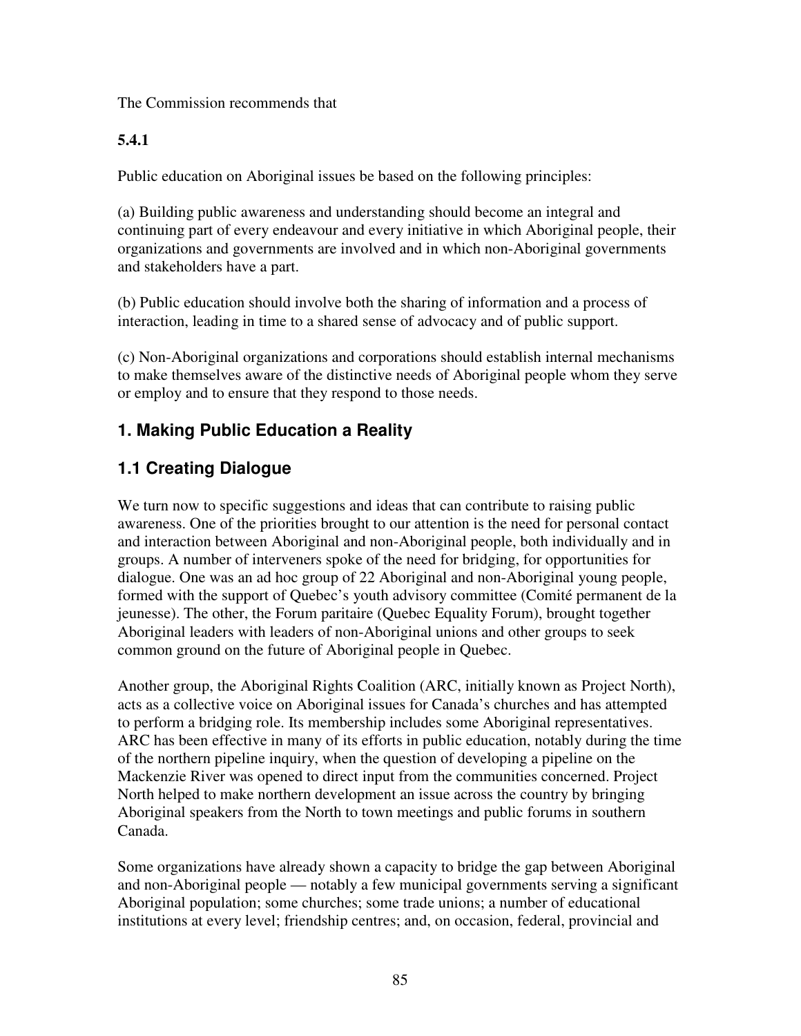The Commission recommends that

**5.4.1**

Public education on Aboriginal issues be based on the following principles:

(a) Building public awareness and understanding should become an integral and continuing part of every endeavour and every initiative in which Aboriginal people, their organizations and governments are involved and in which non-Aboriginal governments and stakeholders have a part.

(b) Public education should involve both the sharing of information and a process of interaction, leading in time to a shared sense of advocacy and of public support.

(c) Non-Aboriginal organizations and corporations should establish internal mechanisms to make themselves aware of the distinctive needs of Aboriginal people whom they serve or employ and to ensure that they respond to those needs.

## 1. Making Public Education a Reality

## 1.1 Creating Dialogue

We turn now to specific suggestions and ideas that can contribute to raising public awareness. One of the priorities brought to our attention is the need for personal contact and interaction between Aboriginal and non-Aboriginal people, both individually and in groups. A number of interveners spoke of the need for bridging, for opportunities for dialogue. One was an ad hoc group of 22 Aboriginal and non-Aboriginal young people, formed with the support of Quebec's youth advisory committee (Comité permanent de la jeunesse). The other, the Forum paritaire (Quebec Equality Forum), brought together Aboriginal leaders with leaders of non-Aboriginal unions and other groups to seek common ground on the future of Aboriginal people in Quebec.

Another group, the Aboriginal Rights Coalition (ARC, initially known as Project North), acts as a collective voice on Aboriginal issues for Canada's churches and has attempted to perform a bridging role. Its membership includes some Aboriginal representatives. ARC has been effective in many of its efforts in public education, notably during the time of the northern pipeline inquiry, when the question of developing a pipeline on the Mackenzie River was opened to direct input from the communities concerned. Project North helped to make northern development an issue across the country by bringing Aboriginal speakers from the North to town meetings and public forums in southern Canada.

Some organizations have already shown a capacity to bridge the gap between Aboriginal and non-Aboriginal people — notably a few municipal governments serving a significant Aboriginal population; some churches; some trade unions; a number of educational institutions at every level; friendship centres; and, on occasion, federal, provincial and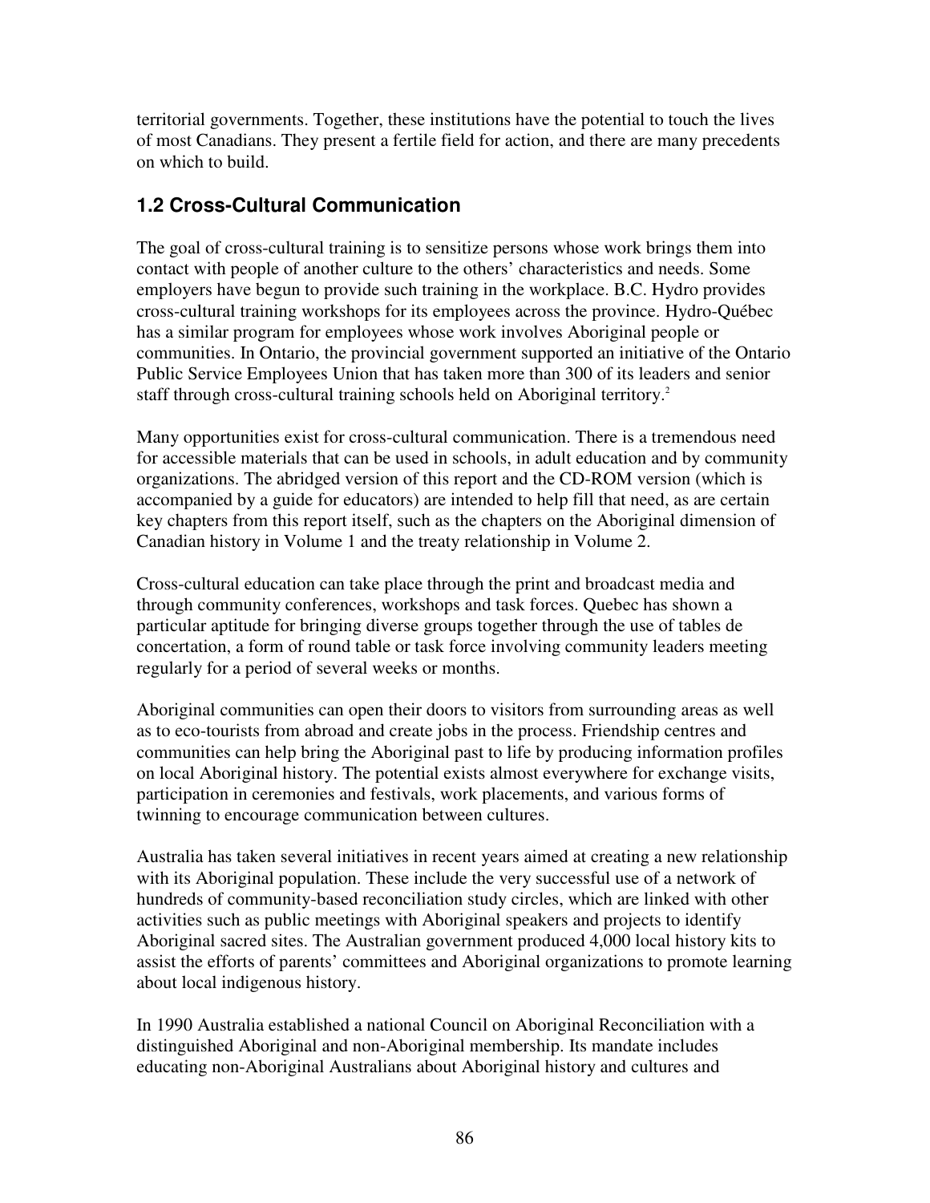territorial governments. Together, these institutions have the potential to touch the lives of most Canadians. They present a fertile field for action, and there are many precedents on which to build.

## 1.2 Cross-Cultural Communication

The goal of cross-cultural training is to sensitize persons whose work brings them into contact with people of another culture to the others' characteristics and needs. Some employers have begun to provide such training in the workplace. B.C. Hydro provides cross-cultural training workshops for its employees across the province. Hydro-Québec has a similar program for employees whose work involves Aboriginal people or communities. In Ontario, the provincial government supported an initiative of the Ontario Public Service Employees Union that has taken more than 300 of its leaders and senior staff through cross-cultural training schools held on Aboriginal territory.[2]

Many opportunities exist for cross-cultural communication. There is a tremendous need for accessible materials that can be used in schools, in adult education and by community organizations. The abridged version of this report and the CD-ROM version (which is accompanied by a guide for educators) are intended to help fill that need, as are certain key chapters from this report itself, such as the chapters on the Aboriginal dimension of Canadian history in Volume 1 and the treaty relationship in Volume 2.

Cross-cultural education can take place through the print and broadcast media and through community conferences, workshops and task forces. Quebec has shown a particular aptitude for bringing diverse groups together through the use of tables de concertation, a form of round table or task force involving community leaders meeting regularly for a period of several weeks or months.

Aboriginal communities can open their doors to visitors from surrounding areas as well as to eco-tourists from abroad and create jobs in the process. Friendship centres and communities can help bring the Aboriginal past to life by producing information profiles on local Aboriginal history. The potential exists almost everywhere for exchange visits, participation in ceremonies and festivals, work placements, and various forms of twinning to encourage communication between cultures.

Australia has taken several initiatives in recent years aimed at creating a new relationship with its Aboriginal population. These include the very successful use of a network of hundreds of community-based reconciliation study circles, which are linked with other activities such as public meetings with Aboriginal speakers and projects to identify Aboriginal sacred sites. The Australian government produced 4,000 local history kits to assist the efforts of parents' committees and Aboriginal organizations to promote learning about local indigenous history.

In 1990 Australia established a national Council on Aboriginal Reconciliation with a distinguished Aboriginal and non-Aboriginal membership. Its mandate includes educating non-Aboriginal Australians about Aboriginal history and cultures and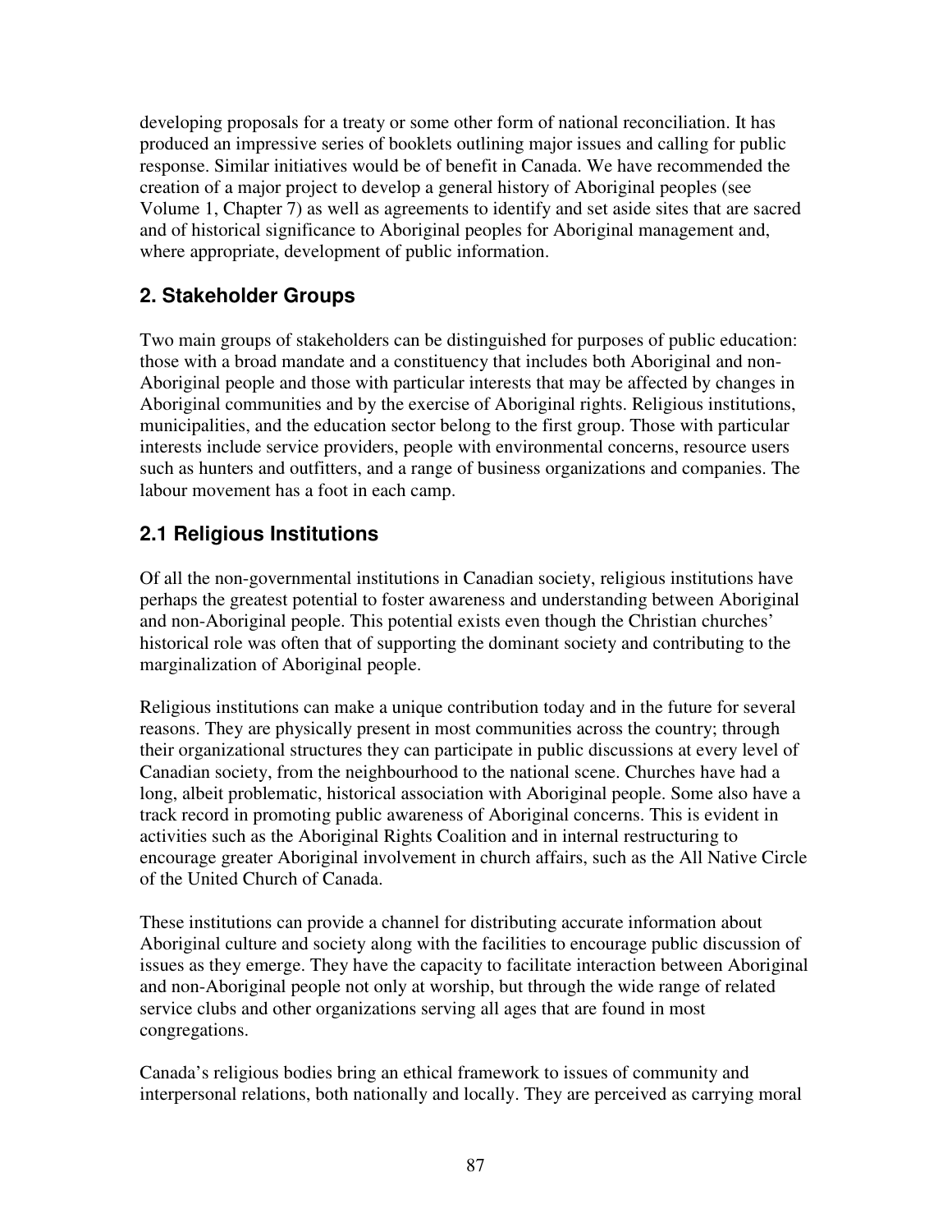developing proposals for a treaty or some other form of national reconciliation. It has produced an impressive series of booklets outlining major issues and calling for public response. Similar initiatives would be of benefit in Canada. We have recommended the creation of a major project to develop a general history of Aboriginal peoples (see Volume 1, Chapter 7) as well as agreements to identify and set aside sites that are sacred and of historical significance to Aboriginal peoples for Aboriginal management and, where appropriate, development of public information.

## 2. Stakeholder Groups

Two main groups of stakeholders can be distinguished for purposes of public education: those with a broad mandate and a constituency that includes both Aboriginal and non-Aboriginal people and those with particular interests that may be affected by changes in Aboriginal communities and by the exercise of Aboriginal rights. Religious institutions, municipalities, and the education sector belong to the first group. Those with particular interests include service providers, people with environmental concerns, resource users such as hunters and outfitters, and a range of business organizations and companies. The labour movement has a foot in each camp.

## 2.1 Religious Institutions

Of all the non-governmental institutions in Canadian society, religious institutions have perhaps the greatest potential to foster awareness and understanding between Aboriginal and non-Aboriginal people. This potential exists even though the Christian churches' historical role was often that of supporting the dominant society and contributing to the marginalization of Aboriginal people.

Religious institutions can make a unique contribution today and in the future for several reasons. They are physically present in most communities across the country; through their organizational structures they can participate in public discussions at every level of Canadian society, from the neighbourhood to the national scene. Churches have had a long, albeit problematic, historical association with Aboriginal people. Some also have a track record in promoting public awareness of Aboriginal concerns. This is evident in activities such as the Aboriginal Rights Coalition and in internal restructuring to encourage greater Aboriginal involvement in church affairs, such as the All Native Circle of the United Church of Canada.

These institutions can provide a channel for distributing accurate information about Aboriginal culture and society along with the facilities to encourage public discussion of issues as they emerge. They have the capacity to facilitate interaction between Aboriginal and non-Aboriginal people not only at worship, but through the wide range of related service clubs and other organizations serving all ages that are found in most congregations.

Canada's religious bodies bring an ethical framework to issues of community and interpersonal relations, both nationally and locally. They are perceived as carrying moral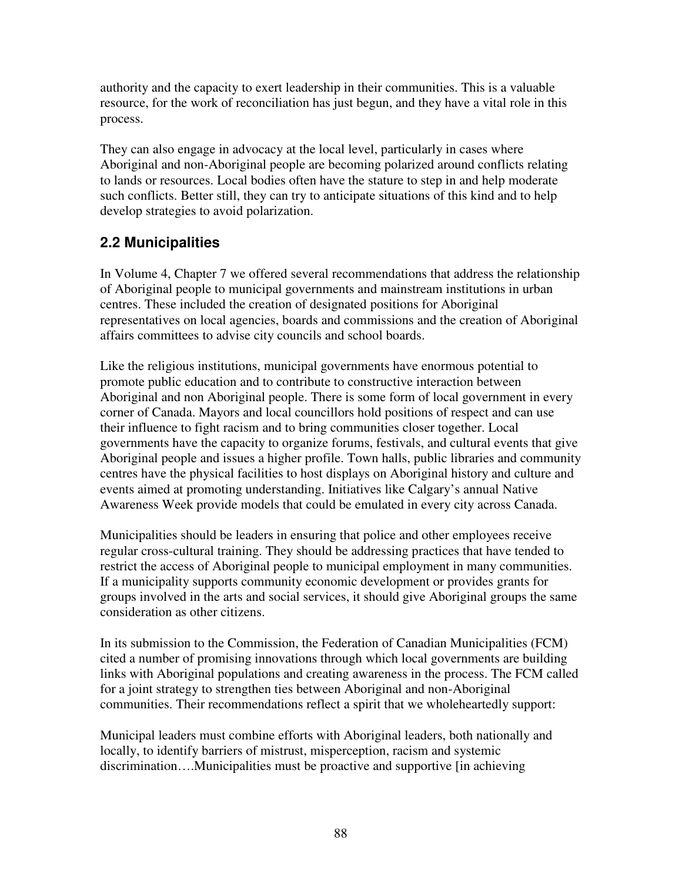authority and the capacity to exert leadership in their communities. This is a valuable resource, for the work of reconciliation has just begun, and they have a vital role in this process.

They can also engage in advocacy at the local level, particularly in cases where Aboriginal and non-Aboriginal people are becoming polarized around conflicts relating to lands or resources. Local bodies often have the stature to step in and help moderate such conflicts. Better still, they can try to anticipate situations of this kind and to help develop strategies to avoid polarization.

## 2.2 Municipalities

In Volume 4, Chapter 7 we offered several recommendations that address the relationship of Aboriginal people to municipal governments and mainstream institutions in urban centres. These included the creation of designated positions for Aboriginal representatives on local agencies, boards and commissions and the creation of Aboriginal affairs committees to advise city councils and school boards.

Like the religious institutions, municipal governments have enormous potential to promote public education and to contribute to constructive interaction between Aboriginal and non Aboriginal people. There is some form of local government in every corner of Canada. Mayors and local councillors hold positions of respect and can use their influence to fight racism and to bring communities closer together. Local governments have the capacity to organize forums, festivals, and cultural events that give Aboriginal people and issues a higher profile. Town halls, public libraries and community centres have the physical facilities to host displays on Aboriginal history and culture and events aimed at promoting understanding. Initiatives like Calgary's annual Native Awareness Week provide models that could be emulated in every city across Canada.

Municipalities should be leaders in ensuring that police and other employees receive regular cross-cultural training. They should be addressing practices that have tended to restrict the access of Aboriginal people to municipal employment in many communities. If a municipality supports community economic development or provides grants for groups involved in the arts and social services, it should give Aboriginal groups the same consideration as other citizens.

In its submission to the Commission, the Federation of Canadian Municipalities (FCM) cited a number of promising innovations through which local governments are building links with Aboriginal populations and creating awareness in the process. The FCM called for a joint strategy to strengthen ties between Aboriginal and non-Aboriginal communities. Their recommendations reflect a spirit that we wholeheartedly support:

Municipal leaders must combine efforts with Aboriginal leaders, both nationally and locally, to identify barriers of mistrust, misperception, racism and systemic discrimination….Municipalities must be proactive and supportive [in achieving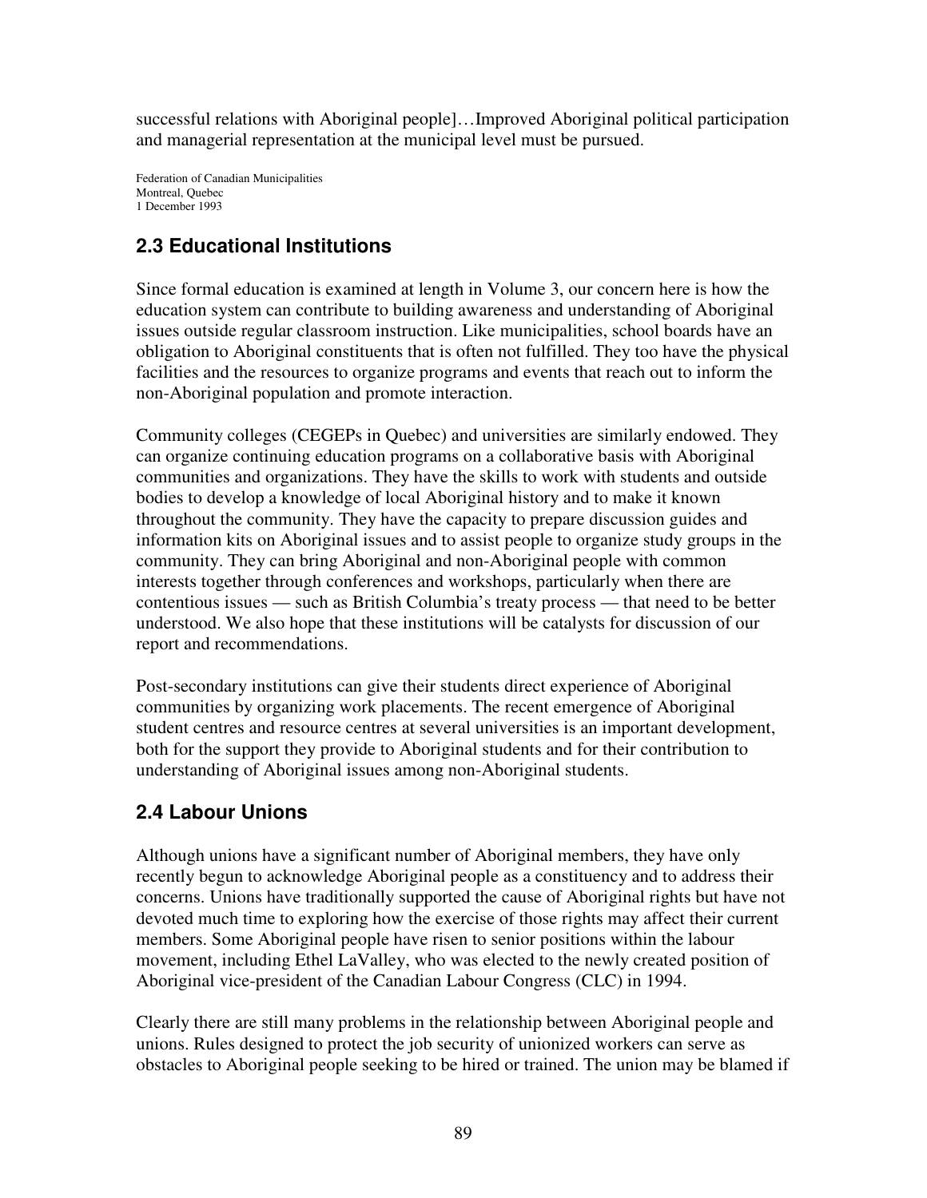successful relations with Aboriginal people]…Improved Aboriginal political participation and managerial representation at the municipal level must be pursued.

Federation of Canadian Municipalities
Montreal, Quebec
1 December 1993

## 2.3 Educational Institutions

Since formal education is examined at length in Volume 3, our concern here is how the education system can contribute to building awareness and understanding of Aboriginal issues outside regular classroom instruction. Like municipalities, school boards have an obligation to Aboriginal constituents that is often not fulfilled. They too have the physical facilities and the resources to organize programs and events that reach out to inform the non-Aboriginal population and promote interaction.

Community colleges (CEGEPs in Quebec) and universities are similarly endowed. They can organize continuing education programs on a collaborative basis with Aboriginal communities and organizations. They have the skills to work with students and outside bodies to develop a knowledge of local Aboriginal history and to make it known throughout the community. They have the capacity to prepare discussion guides and information kits on Aboriginal issues and to assist people to organize study groups in the community. They can bring Aboriginal and non-Aboriginal people with common interests together through conferences and workshops, particularly when there are contentious issues — such as British Columbia's treaty process — that need to be better understood. We also hope that these institutions will be catalysts for discussion of our report and recommendations.

Post-secondary institutions can give their students direct experience of Aboriginal communities by organizing work placements. The recent emergence of Aboriginal student centres and resource centres at several universities is an important development, both for the support they provide to Aboriginal students and for their contribution to understanding of Aboriginal issues among non-Aboriginal students.

## 2.4 Labour Unions

Although unions have a significant number of Aboriginal members, they have only recently begun to acknowledge Aboriginal people as a constituency and to address their concerns. Unions have traditionally supported the cause of Aboriginal rights but have not devoted much time to exploring how the exercise of those rights may affect their current members. Some Aboriginal people have risen to senior positions within the labour movement, including Ethel LaValley, who was elected to the newly created position of Aboriginal vice-president of the Canadian Labour Congress (CLC) in 1994.

Clearly there are still many problems in the relationship between Aboriginal people and unions. Rules designed to protect the job security of unionized workers can serve as obstacles to Aboriginal people seeking to be hired or trained. The union may be blamed if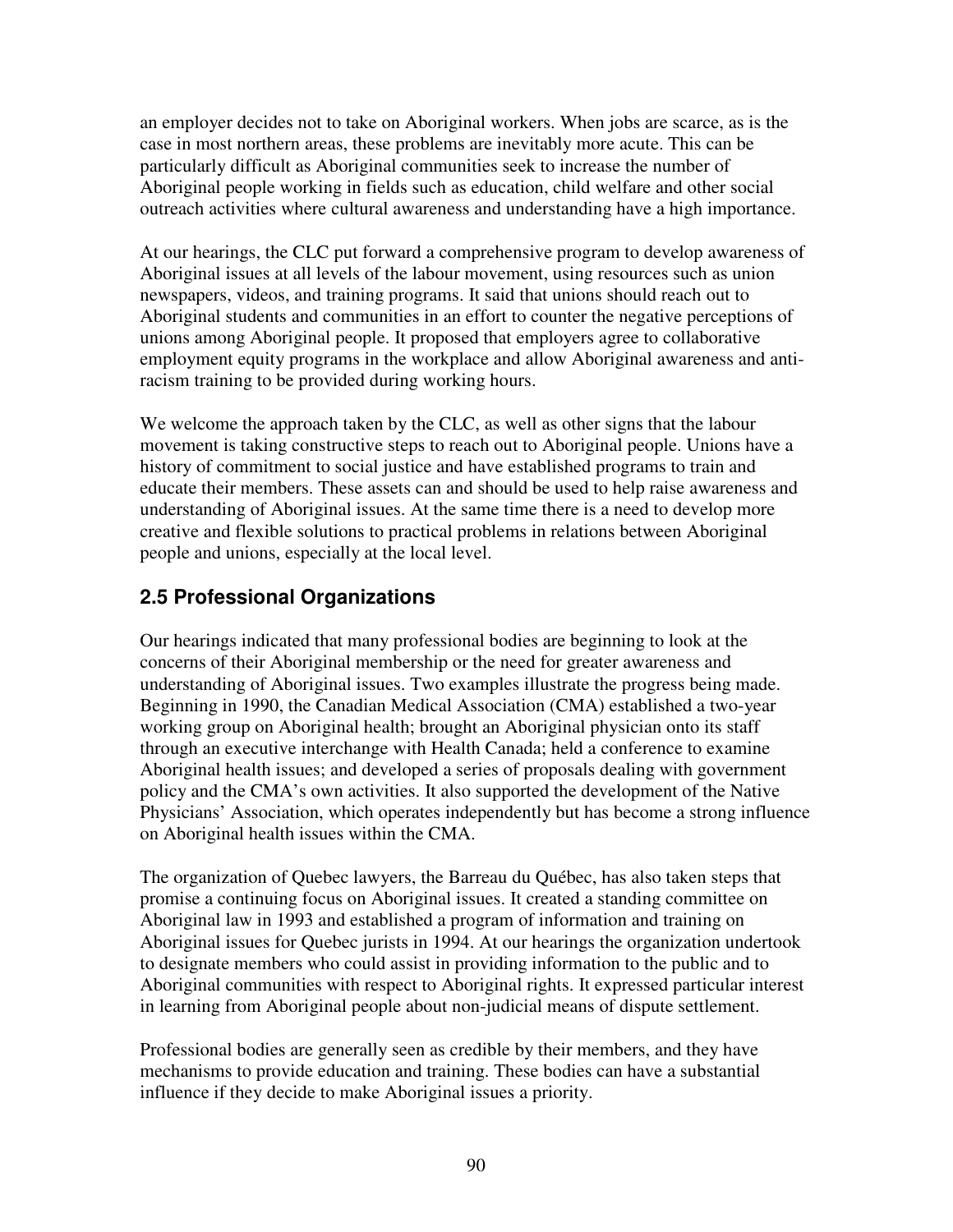an employer decides not to take on Aboriginal workers. When jobs are scarce, as is the case in most northern areas, these problems are inevitably more acute. This can be particularly difficult as Aboriginal communities seek to increase the number of Aboriginal people working in fields such as education, child welfare and other social outreach activities where cultural awareness and understanding have a high importance.

At our hearings, the CLC put forward a comprehensive program to develop awareness of Aboriginal issues at all levels of the labour movement, using resources such as union newspapers, videos, and training programs. It said that unions should reach out to Aboriginal students and communities in an effort to counter the negative perceptions of unions among Aboriginal people. It proposed that employers agree to collaborative employment equity programs in the workplace and allow Aboriginal awareness and anti-racism training to be provided during working hours.

We welcome the approach taken by the CLC, as well as other signs that the labour movement is taking constructive steps to reach out to Aboriginal people. Unions have a history of commitment to social justice and have established programs to train and educate their members. These assets can and should be used to help raise awareness and understanding of Aboriginal issues. At the same time there is a need to develop more creative and flexible solutions to practical problems in relations between Aboriginal people and unions, especially at the local level.

## 2.5 Professional Organizations

Our hearings indicated that many professional bodies are beginning to look at the concerns of their Aboriginal membership or the need for greater awareness and understanding of Aboriginal issues. Two examples illustrate the progress being made. Beginning in 1990, the Canadian Medical Association (CMA) established a two-year working group on Aboriginal health; brought an Aboriginal physician onto its staff through an executive interchange with Health Canada; held a conference to examine Aboriginal health issues; and developed a series of proposals dealing with government policy and the CMA's own activities. It also supported the development of the Native Physicians' Association, which operates independently but has become a strong influence on Aboriginal health issues within the CMA.

The organization of Quebec lawyers, the Barreau du Québec, has also taken steps that promise a continuing focus on Aboriginal issues. It created a standing committee on Aboriginal law in 1993 and established a program of information and training on Aboriginal issues for Quebec jurists in 1994. At our hearings the organization undertook to designate members who could assist in providing information to the public and to Aboriginal communities with respect to Aboriginal rights. It expressed particular interest in learning from Aboriginal people about non-judicial means of dispute settlement.

Professional bodies are generally seen as credible by their members, and they have mechanisms to provide education and training. These bodies can have a substantial influence if they decide to make Aboriginal issues a priority.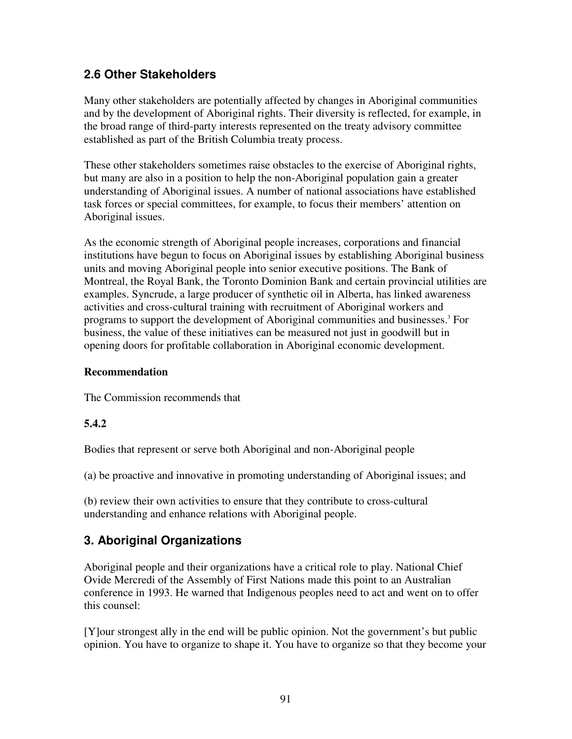## 2.6 Other Stakeholders

Many other stakeholders are potentially affected by changes in Aboriginal communities and by the development of Aboriginal rights. Their diversity is reflected, for example, in the broad range of third-party interests represented on the treaty advisory committee established as part of the British Columbia treaty process.

These other stakeholders sometimes raise obstacles to the exercise of Aboriginal rights, but many are also in a position to help the non-Aboriginal population gain a greater understanding of Aboriginal issues. A number of national associations have established task forces or special committees, for example, to focus their members' attention on Aboriginal issues.

As the economic strength of Aboriginal people increases, corporations and financial institutions have begun to focus on Aboriginal issues by establishing Aboriginal business units and moving Aboriginal people into senior executive positions. The Bank of Montreal, the Royal Bank, the Toronto Dominion Bank and certain provincial utilities are examples. Syncrude, a large producer of synthetic oil in Alberta, has linked awareness activities and cross-cultural training with recruitment of Aboriginal workers and programs to support the development of Aboriginal communities and businesses.[3] For business, the value of these initiatives can be measured not just in goodwill but in opening doors for profitable collaboration in Aboriginal economic development.

**Recommendation**

The Commission recommends that

**5.4.2**

Bodies that represent or serve both Aboriginal and non-Aboriginal people

(a) be proactive and innovative in promoting understanding of Aboriginal issues; and

(b) review their own activities to ensure that they contribute to cross-cultural understanding and enhance relations with Aboriginal people.

## 3. Aboriginal Organizations

Aboriginal people and their organizations have a critical role to play. National Chief Ovide Mercredi of the Assembly of First Nations made this point to an Australian conference in 1993. He warned that Indigenous peoples need to act and went on to offer this counsel:

[Y]our strongest ally in the end will be public opinion. Not the government's but public opinion. You have to organize to shape it. You have to organize so that they become your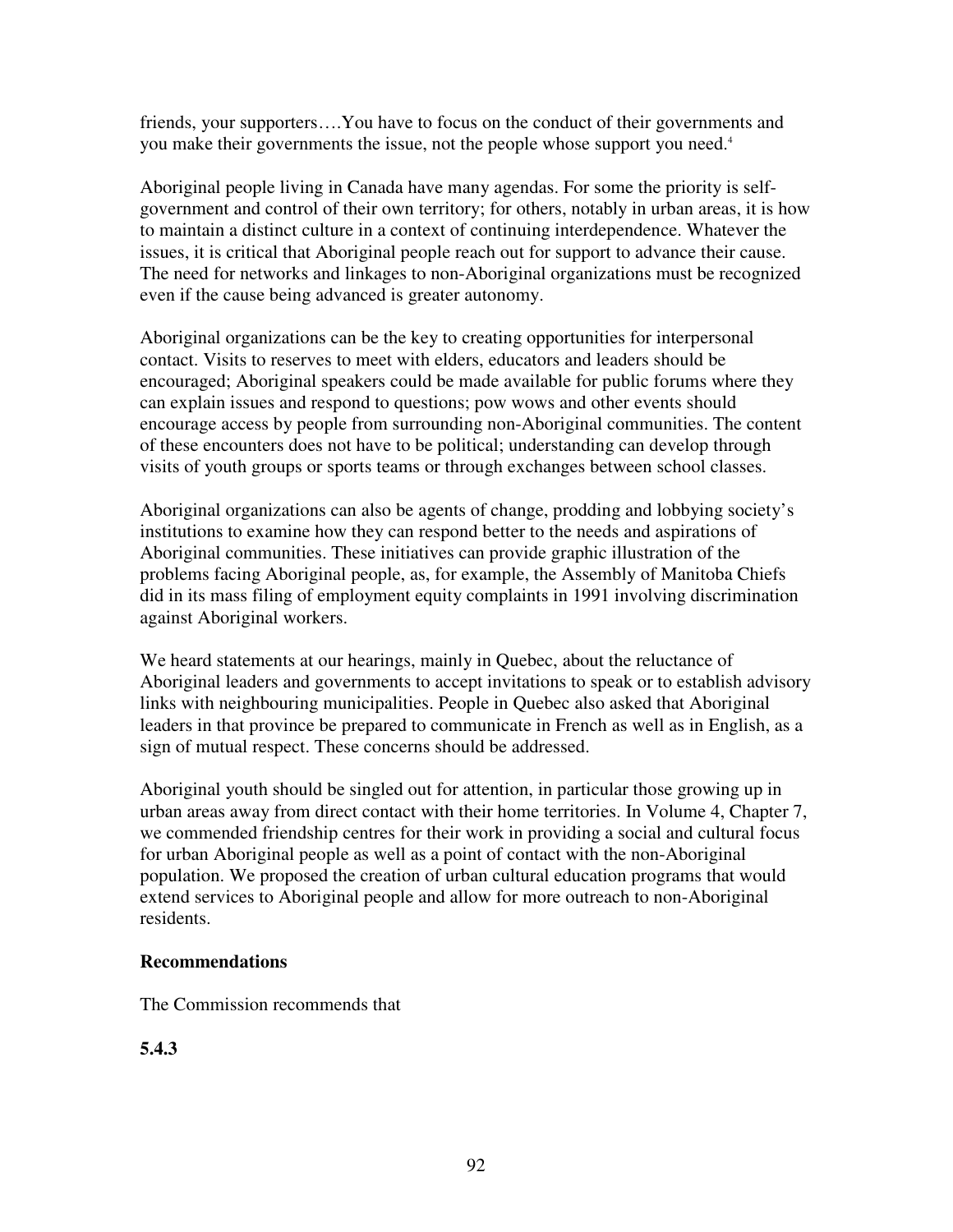friends, your supporters….You have to focus on the conduct of their governments and you make their governments the issue, not the people whose support you need.[4]

Aboriginal people living in Canada have many agendas. For some the priority is self-government and control of their own territory; for others, notably in urban areas, it is how to maintain a distinct culture in a context of continuing interdependence. Whatever the issues, it is critical that Aboriginal people reach out for support to advance their cause. The need for networks and linkages to non-Aboriginal organizations must be recognized even if the cause being advanced is greater autonomy.

Aboriginal organizations can be the key to creating opportunities for interpersonal contact. Visits to reserves to meet with elders, educators and leaders should be encouraged; Aboriginal speakers could be made available for public forums where they can explain issues and respond to questions; pow wows and other events should encourage access by people from surrounding non-Aboriginal communities. The content of these encounters does not have to be political; understanding can develop through visits of youth groups or sports teams or through exchanges between school classes.

Aboriginal organizations can also be agents of change, prodding and lobbying society's institutions to examine how they can respond better to the needs and aspirations of Aboriginal communities. These initiatives can provide graphic illustration of the problems facing Aboriginal people, as, for example, the Assembly of Manitoba Chiefs did in its mass filing of employment equity complaints in 1991 involving discrimination against Aboriginal workers.

We heard statements at our hearings, mainly in Quebec, about the reluctance of Aboriginal leaders and governments to accept invitations to speak or to establish advisory links with neighbouring municipalities. People in Quebec also asked that Aboriginal leaders in that province be prepared to communicate in French as well as in English, as a sign of mutual respect. These concerns should be addressed.

Aboriginal youth should be singled out for attention, in particular those growing up in urban areas away from direct contact with their home territories. In Volume 4, Chapter 7, we commended friendship centres for their work in providing a social and cultural focus for urban Aboriginal people as well as a point of contact with the non-Aboriginal population. We proposed the creation of urban cultural education programs that would extend services to Aboriginal people and allow for more outreach to non-Aboriginal residents.

**Recommendations**

The Commission recommends that

**5.4.3**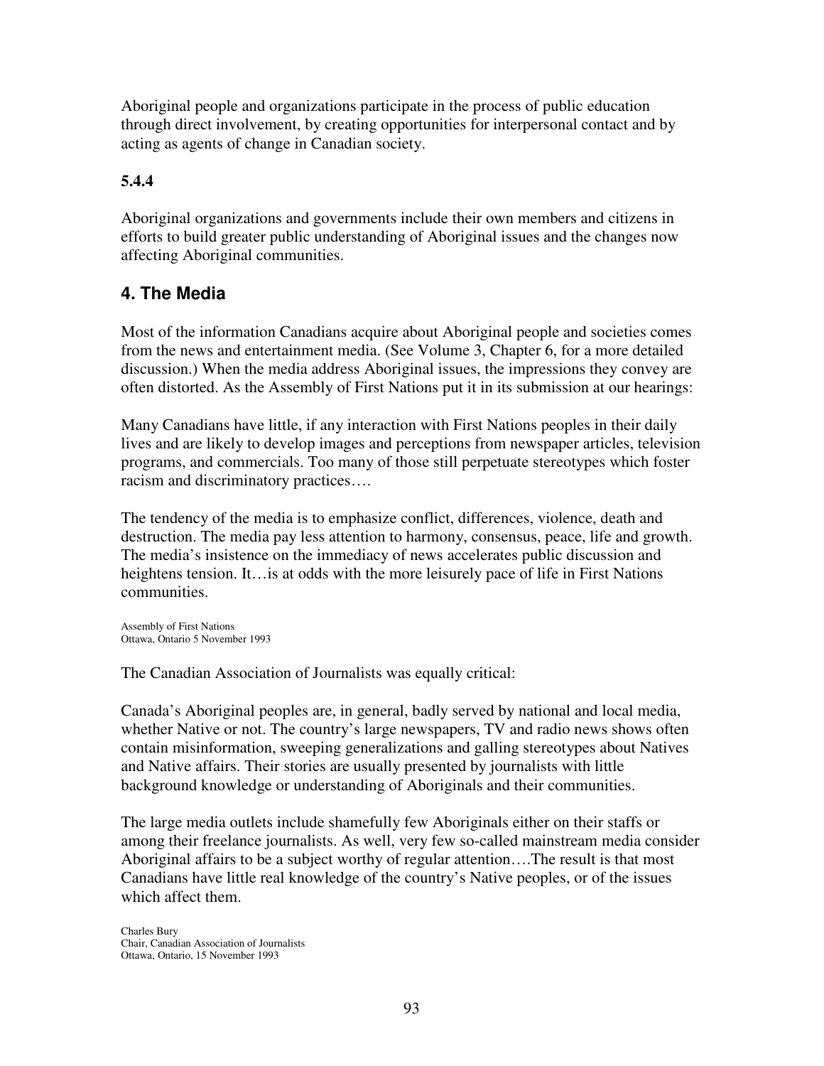Aboriginal people and organizations participate in the process of public education through direct involvement, by creating opportunities for interpersonal contact and by acting as agents of change in Canadian society.

**5.4.4**

Aboriginal organizations and governments include their own members and citizens in efforts to build greater public understanding of Aboriginal issues and the changes now affecting Aboriginal communities.

## 4. The Media

Most of the information Canadians acquire about Aboriginal people and societies comes from the news and entertainment media. (See Volume 3, Chapter 6, for a more detailed discussion.) When the media address Aboriginal issues, the impressions they convey are often distorted. As the Assembly of First Nations put it in its submission at our hearings:

Many Canadians have little, if any interaction with First Nations peoples in their daily lives and are likely to develop images and perceptions from newspaper articles, television programs, and commercials. Too many of those still perpetuate stereotypes which foster racism and discriminatory practices….

The tendency of the media is to emphasize conflict, differences, violence, death and destruction. The media pay less attention to harmony, consensus, peace, life and growth. The media's insistence on the immediacy of news accelerates public discussion and heightens tension. It…is at odds with the more leisurely pace of life in First Nations communities.

Assembly of First Nations
Ottawa, Ontario 5 November 1993

The Canadian Association of Journalists was equally critical:

Canada's Aboriginal peoples are, in general, badly served by national and local media, whether Native or not. The country's large newspapers, TV and radio news shows often contain misinformation, sweeping generalizations and galling stereotypes about Natives and Native affairs. Their stories are usually presented by journalists with little background knowledge or understanding of Aboriginals and their communities.

The large media outlets include shamefully few Aboriginals either on their staffs or among their freelance journalists. As well, very few so-called mainstream media consider Aboriginal affairs to be a subject worthy of regular attention….The result is that most Canadians have little real knowledge of the country's Native peoples, or of the issues which affect them.

Charles Bury
Chair, Canadian Association of Journalists
Ottawa, Ontario, 15 November 1993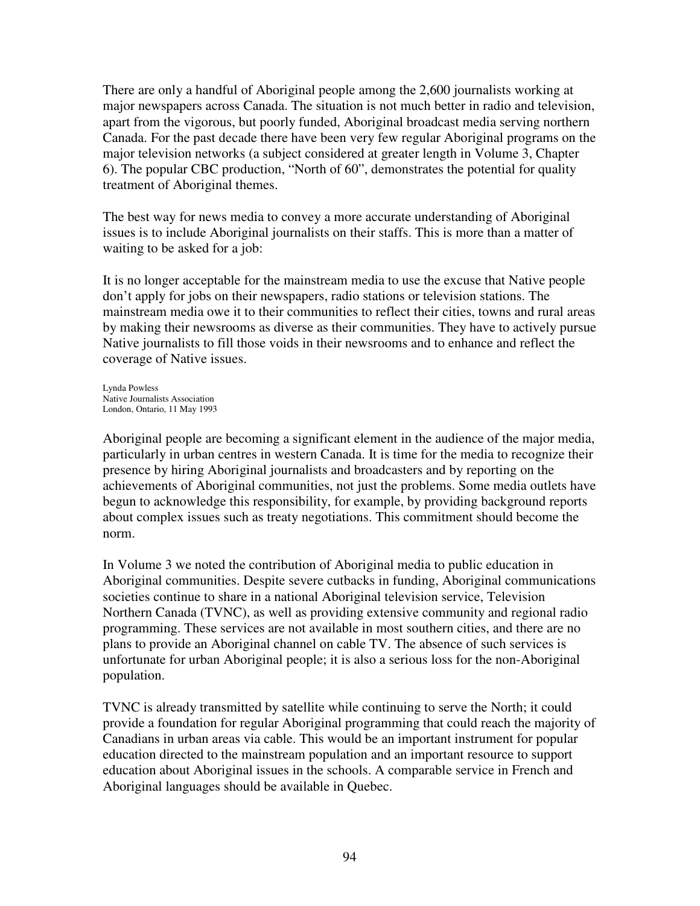There are only a handful of Aboriginal people among the 2,600 journalists working at major newspapers across Canada. The situation is not much better in radio and television, apart from the vigorous, but poorly funded, Aboriginal broadcast media serving northern Canada. For the past decade there have been very few regular Aboriginal programs on the major television networks (a subject considered at greater length in Volume 3, Chapter 6). The popular CBC production, "North of 60", demonstrates the potential for quality treatment of Aboriginal themes.

The best way for news media to convey a more accurate understanding of Aboriginal issues is to include Aboriginal journalists on their staffs. This is more than a matter of waiting to be asked for a job:

> It is no longer acceptable for the mainstream media to use the excuse that Native people don't apply for jobs on their newspapers, radio stations or television stations. The mainstream media owe it to their communities to reflect their cities, towns and rural areas by making their newsrooms as diverse as their communities. They have to actively pursue Native journalists to fill those voids in their newsrooms and to enhance and reflect the coverage of Native issues.
>
> Lynda Powless
> Native Journalists Association
> London, Ontario, 11 May 1993

Aboriginal people are becoming a significant element in the audience of the major media, particularly in urban centres in western Canada. It is time for the media to recognize their presence by hiring Aboriginal journalists and broadcasters and by reporting on the achievements of Aboriginal communities, not just the problems. Some media outlets have begun to acknowledge this responsibility, for example, by providing background reports about complex issues such as treaty negotiations. This commitment should become the norm.

In Volume 3 we noted the contribution of Aboriginal media to public education in Aboriginal communities. Despite severe cutbacks in funding, Aboriginal communications societies continue to share in a national Aboriginal television service, Television Northern Canada (TVNC), as well as providing extensive community and regional radio programming. These services are not available in most southern cities, and there are no plans to provide an Aboriginal channel on cable TV. The absence of such services is unfortunate for urban Aboriginal people; it is also a serious loss for the non-Aboriginal population.

TVNC is already transmitted by satellite while continuing to serve the North; it could provide a foundation for regular Aboriginal programming that could reach the majority of Canadians in urban areas via cable. This would be an important instrument for popular education directed to the mainstream population and an important resource to support education about Aboriginal issues in the schools. A comparable service in French and Aboriginal languages should be available in Quebec.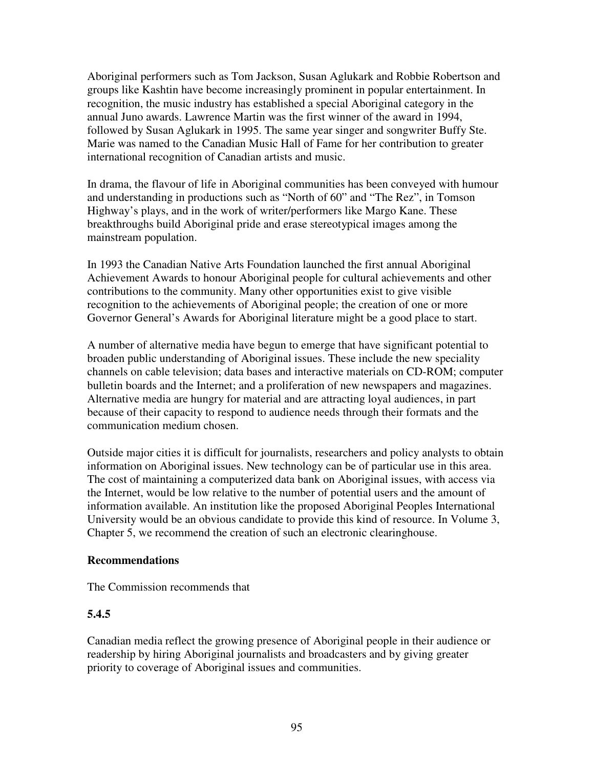Aboriginal performers such as Tom Jackson, Susan Aglukark and Robbie Robertson and groups like Kashtin have become increasingly prominent in popular entertainment. In recognition, the music industry has established a special Aboriginal category in the annual Juno awards. Lawrence Martin was the first winner of the award in 1994, followed by Susan Aglukark in 1995. The same year singer and songwriter Buffy Ste. Marie was named to the Canadian Music Hall of Fame for her contribution to greater international recognition of Canadian artists and music.

In drama, the flavour of life in Aboriginal communities has been conveyed with humour and understanding in productions such as "North of 60" and "The Rez", in Tomson Highway's plays, and in the work of writer/performers like Margo Kane. These breakthroughs build Aboriginal pride and erase stereotypical images among the mainstream population.

In 1993 the Canadian Native Arts Foundation launched the first annual Aboriginal Achievement Awards to honour Aboriginal people for cultural achievements and other contributions to the community. Many other opportunities exist to give visible recognition to the achievements of Aboriginal people; the creation of one or more Governor General's Awards for Aboriginal literature might be a good place to start.

A number of alternative media have begun to emerge that have significant potential to broaden public understanding of Aboriginal issues. These include the new speciality channels on cable television; data bases and interactive materials on CD-ROM; computer bulletin boards and the Internet; and a proliferation of new newspapers and magazines. Alternative media are hungry for material and are attracting loyal audiences, in part because of their capacity to respond to audience needs through their formats and the communication medium chosen.

Outside major cities it is difficult for journalists, researchers and policy analysts to obtain information on Aboriginal issues. New technology can be of particular use in this area. The cost of maintaining a computerized data bank on Aboriginal issues, with access via the Internet, would be low relative to the number of potential users and the amount of information available. An institution like the proposed Aboriginal Peoples International University would be an obvious candidate to provide this kind of resource. In Volume 3, Chapter 5, we recommend the creation of such an electronic clearinghouse.

**Recommendations**

The Commission recommends that

**5.4.5**

Canadian media reflect the growing presence of Aboriginal people in their audience or readership by hiring Aboriginal journalists and broadcasters and by giving greater priority to coverage of Aboriginal issues and communities.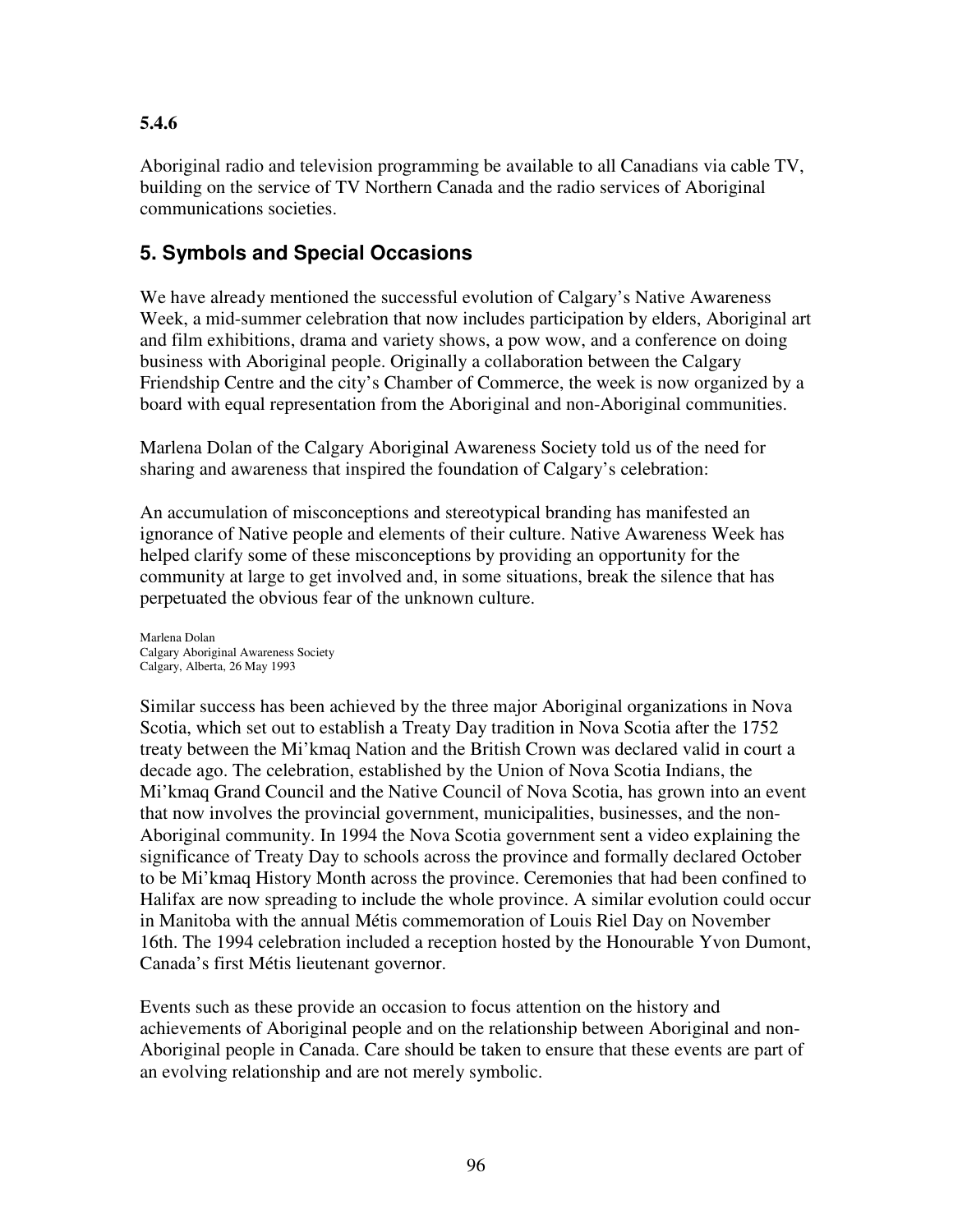**5.4.6**

Aboriginal radio and television programming be available to all Canadians via cable TV, building on the service of TV Northern Canada and the radio services of Aboriginal communications societies.

## 5. Symbols and Special Occasions

We have already mentioned the successful evolution of Calgary's Native Awareness Week, a mid-summer celebration that now includes participation by elders, Aboriginal art and film exhibitions, drama and variety shows, a pow wow, and a conference on doing business with Aboriginal people. Originally a collaboration between the Calgary Friendship Centre and the city's Chamber of Commerce, the week is now organized by a board with equal representation from the Aboriginal and non-Aboriginal communities.

Marlena Dolan of the Calgary Aboriginal Awareness Society told us of the need for sharing and awareness that inspired the foundation of Calgary's celebration:

An accumulation of misconceptions and stereotypical branding has manifested an ignorance of Native people and elements of their culture. Native Awareness Week has helped clarify some of these misconceptions by providing an opportunity for the community at large to get involved and, in some situations, break the silence that has perpetuated the obvious fear of the unknown culture.

Marlena Dolan
Calgary Aboriginal Awareness Society
Calgary, Alberta, 26 May 1993

Similar success has been achieved by the three major Aboriginal organizations in Nova Scotia, which set out to establish a Treaty Day tradition in Nova Scotia after the 1752 treaty between the Mi'kmaq Nation and the British Crown was declared valid in court a decade ago. The celebration, established by the Union of Nova Scotia Indians, the Mi'kmaq Grand Council and the Native Council of Nova Scotia, has grown into an event that now involves the provincial government, municipalities, businesses, and the non-Aboriginal community. In 1994 the Nova Scotia government sent a video explaining the significance of Treaty Day to schools across the province and formally declared October to be Mi'kmaq History Month across the province. Ceremonies that had been confined to Halifax are now spreading to include the whole province. A similar evolution could occur in Manitoba with the annual Métis commemoration of Louis Riel Day on November 16th. The 1994 celebration included a reception hosted by the Honourable Yvon Dumont, Canada's first Métis lieutenant governor.

Events such as these provide an occasion to focus attention on the history and achievements of Aboriginal people and on the relationship between Aboriginal and non-Aboriginal people in Canada. Care should be taken to ensure that these events are part of an evolving relationship and are not merely symbolic.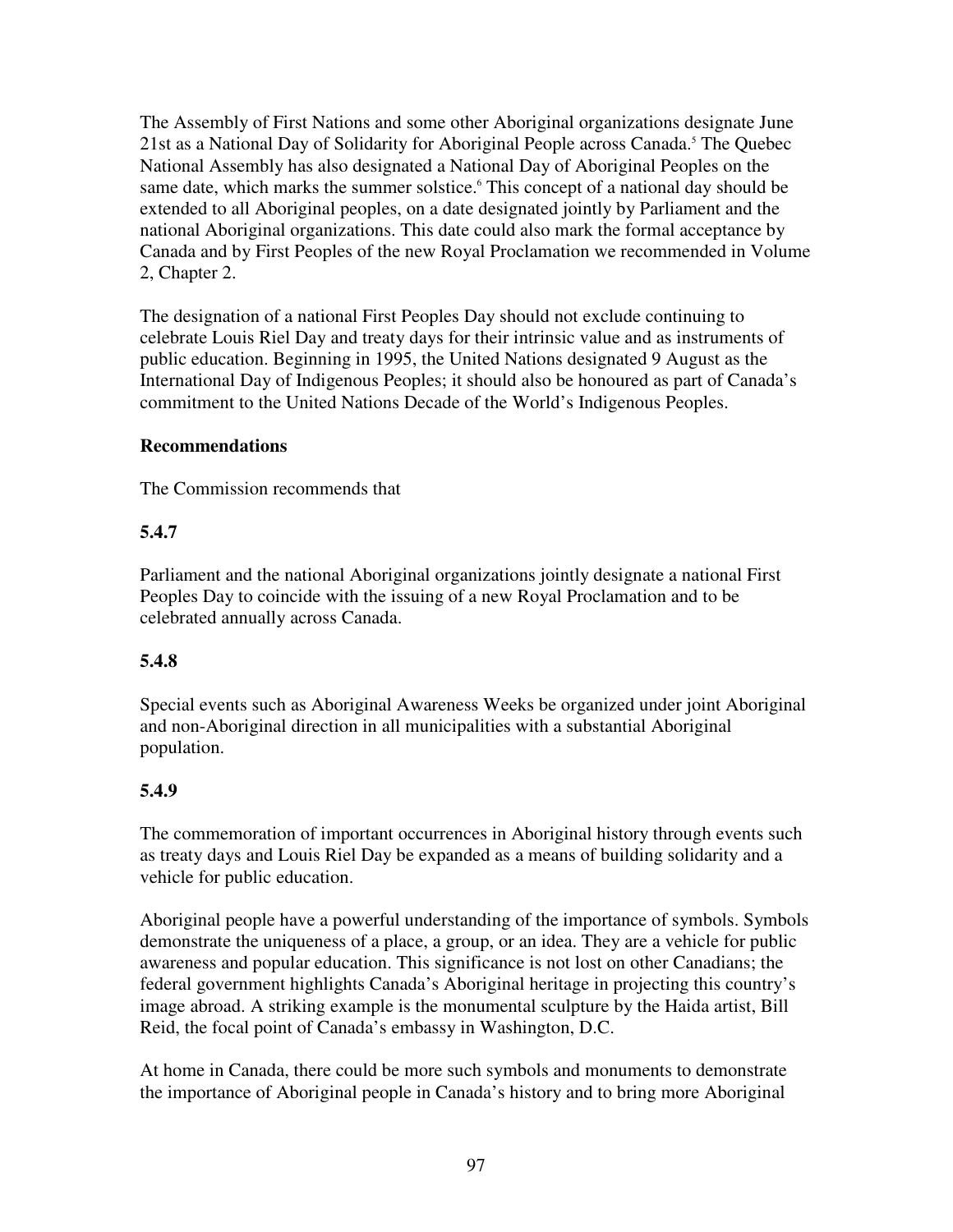The Assembly of First Nations and some other Aboriginal organizations designate June 21st as a National Day of Solidarity for Aboriginal People across Canada.[5] The Quebec National Assembly has also designated a National Day of Aboriginal Peoples on the same date, which marks the summer solstice.[6] This concept of a national day should be extended to all Aboriginal peoples, on a date designated jointly by Parliament and the national Aboriginal organizations. This date could also mark the formal acceptance by Canada and by First Peoples of the new Royal Proclamation we recommended in Volume 2, Chapter 2.

The designation of a national First Peoples Day should not exclude continuing to celebrate Louis Riel Day and treaty days for their intrinsic value and as instruments of public education. Beginning in 1995, the United Nations designated 9 August as the International Day of Indigenous Peoples; it should also be honoured as part of Canada's commitment to the United Nations Decade of the World's Indigenous Peoples.

**Recommendations**

The Commission recommends that

**5.4.7**

Parliament and the national Aboriginal organizations jointly designate a national First Peoples Day to coincide with the issuing of a new Royal Proclamation and to be celebrated annually across Canada.

**5.4.8**

Special events such as Aboriginal Awareness Weeks be organized under joint Aboriginal and non-Aboriginal direction in all municipalities with a substantial Aboriginal population.

**5.4.9**

The commemoration of important occurrences in Aboriginal history through events such as treaty days and Louis Riel Day be expanded as a means of building solidarity and a vehicle for public education.

Aboriginal people have a powerful understanding of the importance of symbols. Symbols demonstrate the uniqueness of a place, a group, or an idea. They are a vehicle for public awareness and popular education. This significance is not lost on other Canadians; the federal government highlights Canada's Aboriginal heritage in projecting this country's image abroad. A striking example is the monumental sculpture by the Haida artist, Bill Reid, the focal point of Canada's embassy in Washington, D.C.

At home in Canada, there could be more such symbols and monuments to demonstrate the importance of Aboriginal people in Canada's history and to bring more Aboriginal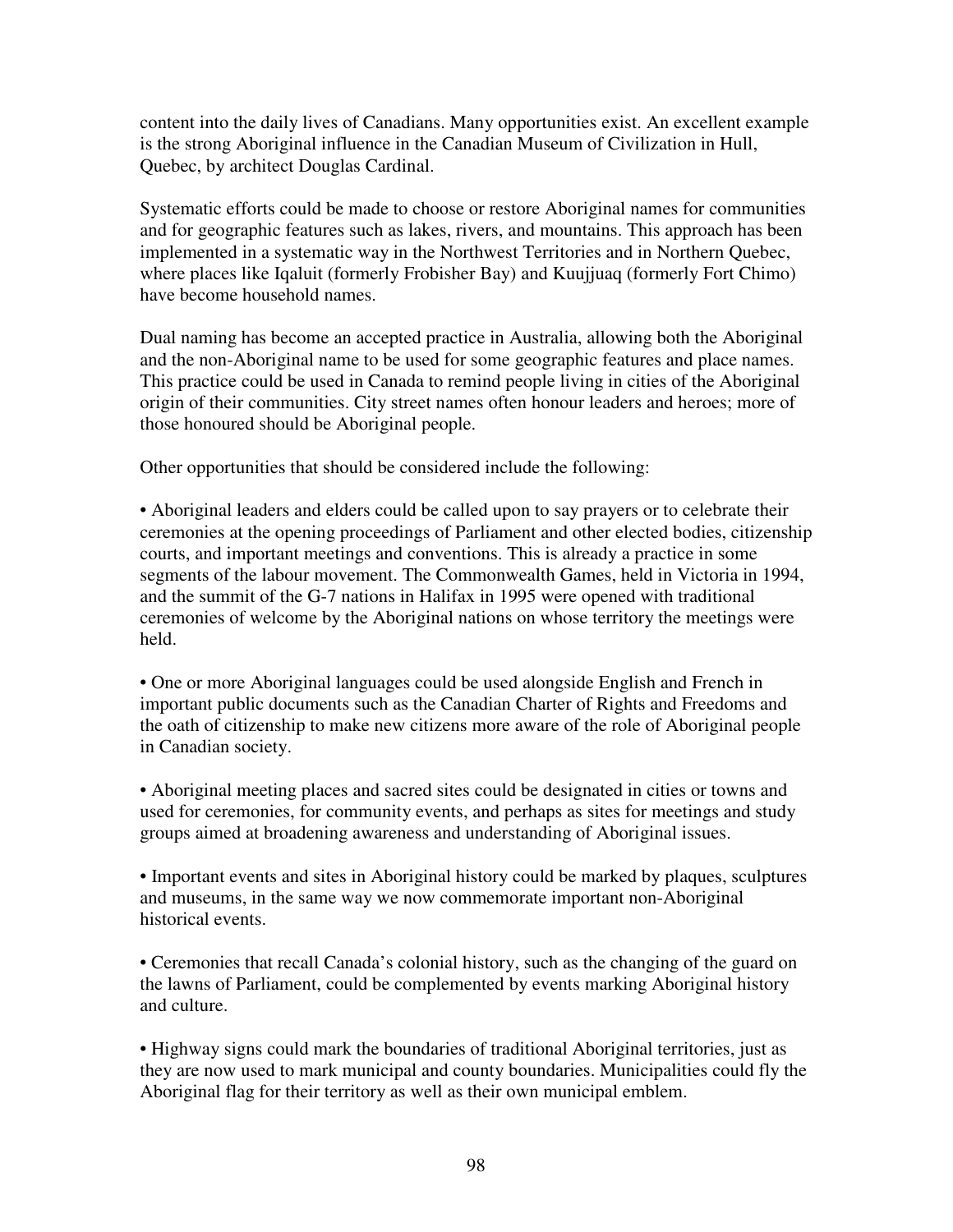content into the daily lives of Canadians. Many opportunities exist. An excellent example is the strong Aboriginal influence in the Canadian Museum of Civilization in Hull, Quebec, by architect Douglas Cardinal.

Systematic efforts could be made to choose or restore Aboriginal names for communities and for geographic features such as lakes, rivers, and mountains. This approach has been implemented in a systematic way in the Northwest Territories and in Northern Quebec, where places like Iqaluit (formerly Frobisher Bay) and Kuujjuaq (formerly Fort Chimo) have become household names.

Dual naming has become an accepted practice in Australia, allowing both the Aboriginal and the non-Aboriginal name to be used for some geographic features and place names. This practice could be used in Canada to remind people living in cities of the Aboriginal origin of their communities. City street names often honour leaders and heroes; more of those honoured should be Aboriginal people.

Other opportunities that should be considered include the following:

- Aboriginal leaders and elders could be called upon to say prayers or to celebrate their ceremonies at the opening proceedings of Parliament and other elected bodies, citizenship courts, and important meetings and conventions. This is already a practice in some segments of the labour movement. The Commonwealth Games, held in Victoria in 1994, and the summit of the G-7 nations in Halifax in 1995 were opened with traditional ceremonies of welcome by the Aboriginal nations on whose territory the meetings were held.

- One or more Aboriginal languages could be used alongside English and French in important public documents such as the Canadian Charter of Rights and Freedoms and the oath of citizenship to make new citizens more aware of the role of Aboriginal people in Canadian society.

- Aboriginal meeting places and sacred sites could be designated in cities or towns and used for ceremonies, for community events, and perhaps as sites for meetings and study groups aimed at broadening awareness and understanding of Aboriginal issues.

- Important events and sites in Aboriginal history could be marked by plaques, sculptures and museums, in the same way we now commemorate important non-Aboriginal historical events.

- Ceremonies that recall Canada's colonial history, such as the changing of the guard on the lawns of Parliament, could be complemented by events marking Aboriginal history and culture.

- Highway signs could mark the boundaries of traditional Aboriginal territories, just as they are now used to mark municipal and county boundaries. Municipalities could fly the Aboriginal flag for their territory as well as their own municipal emblem.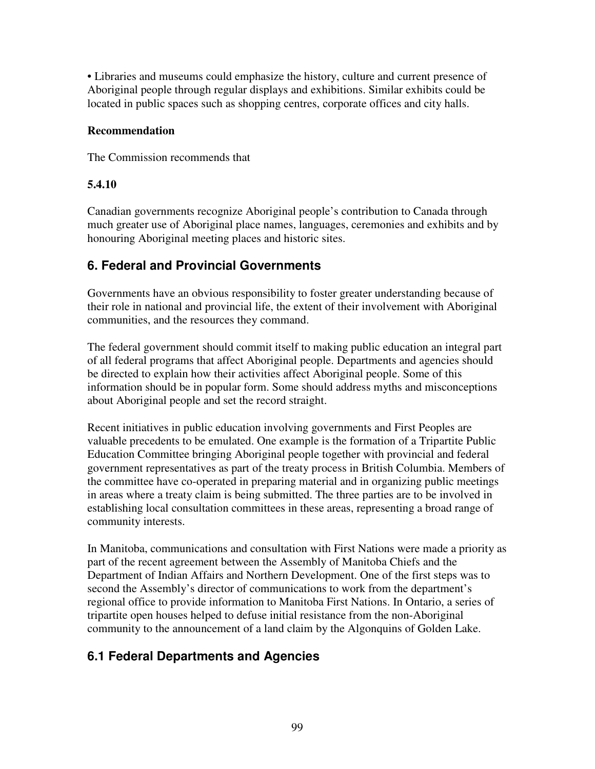• Libraries and museums could emphasize the history, culture and current presence of Aboriginal people through regular displays and exhibitions. Similar exhibits could be located in public spaces such as shopping centres, corporate offices and city halls.

**Recommendation**

The Commission recommends that

**5.4.10**

Canadian governments recognize Aboriginal people's contribution to Canada through much greater use of Aboriginal place names, languages, ceremonies and exhibits and by honouring Aboriginal meeting places and historic sites.

## 6. Federal and Provincial Governments

Governments have an obvious responsibility to foster greater understanding because of their role in national and provincial life, the extent of their involvement with Aboriginal communities, and the resources they command.

The federal government should commit itself to making public education an integral part of all federal programs that affect Aboriginal people. Departments and agencies should be directed to explain how their activities affect Aboriginal people. Some of this information should be in popular form. Some should address myths and misconceptions about Aboriginal people and set the record straight.

Recent initiatives in public education involving governments and First Peoples are valuable precedents to be emulated. One example is the formation of a Tripartite Public Education Committee bringing Aboriginal people together with provincial and federal government representatives as part of the treaty process in British Columbia. Members of the committee have co-operated in preparing material and in organizing public meetings in areas where a treaty claim is being submitted. The three parties are to be involved in establishing local consultation committees in these areas, representing a broad range of community interests.

In Manitoba, communications and consultation with First Nations were made a priority as part of the recent agreement between the Assembly of Manitoba Chiefs and the Department of Indian Affairs and Northern Development. One of the first steps was to second the Assembly's director of communications to work from the department's regional office to provide information to Manitoba First Nations. In Ontario, a series of tripartite open houses helped to defuse initial resistance from the non-Aboriginal community to the announcement of a land claim by the Algonquins of Golden Lake.

## 6.1 Federal Departments and Agencies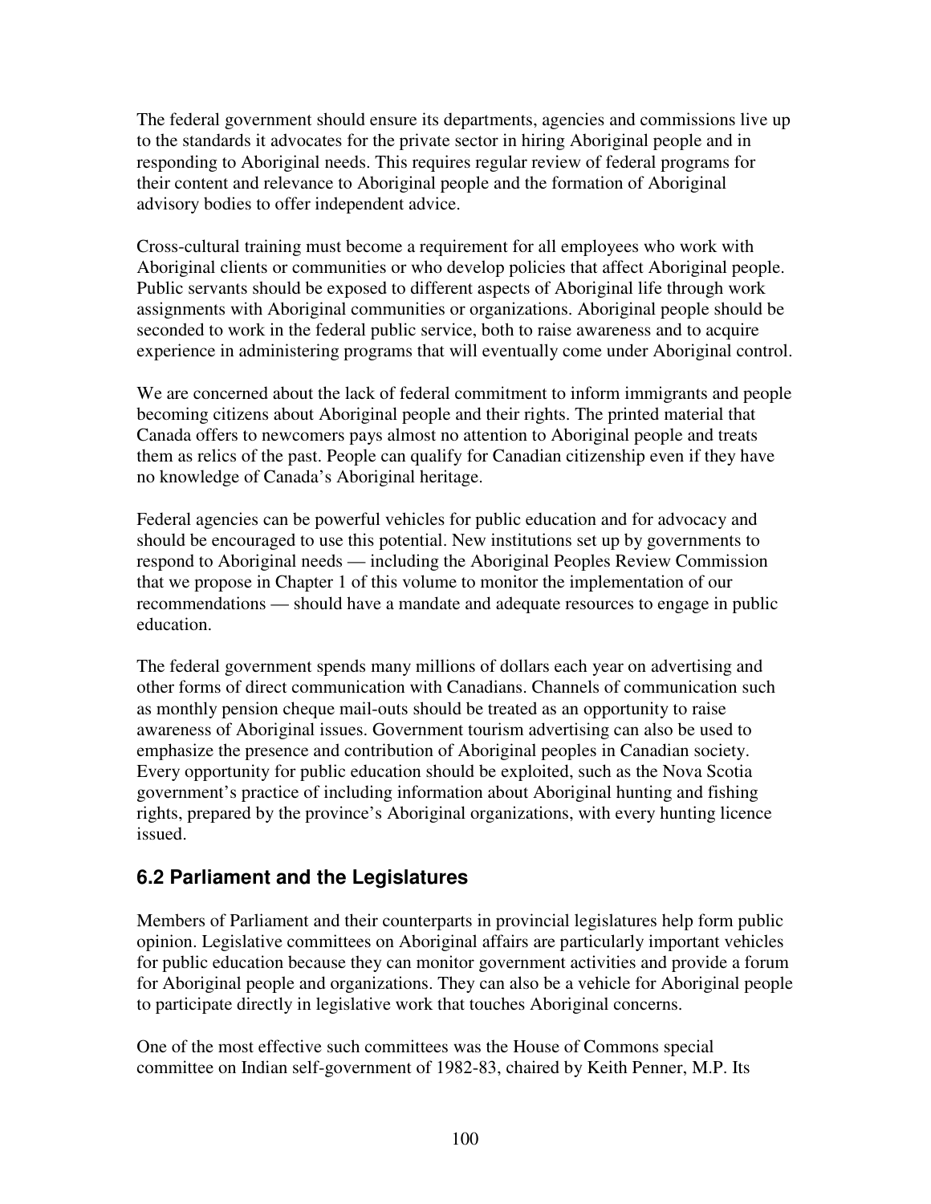The federal government should ensure its departments, agencies and commissions live up to the standards it advocates for the private sector in hiring Aboriginal people and in responding to Aboriginal needs. This requires regular review of federal programs for their content and relevance to Aboriginal people and the formation of Aboriginal advisory bodies to offer independent advice.

Cross-cultural training must become a requirement for all employees who work with Aboriginal clients or communities or who develop policies that affect Aboriginal people. Public servants should be exposed to different aspects of Aboriginal life through work assignments with Aboriginal communities or organizations. Aboriginal people should be seconded to work in the federal public service, both to raise awareness and to acquire experience in administering programs that will eventually come under Aboriginal control.

We are concerned about the lack of federal commitment to inform immigrants and people becoming citizens about Aboriginal people and their rights. The printed material that Canada offers to newcomers pays almost no attention to Aboriginal people and treats them as relics of the past. People can qualify for Canadian citizenship even if they have no knowledge of Canada's Aboriginal heritage.

Federal agencies can be powerful vehicles for public education and for advocacy and should be encouraged to use this potential. New institutions set up by governments to respond to Aboriginal needs — including the Aboriginal Peoples Review Commission that we propose in Chapter 1 of this volume to monitor the implementation of our recommendations — should have a mandate and adequate resources to engage in public education.

The federal government spends many millions of dollars each year on advertising and other forms of direct communication with Canadians. Channels of communication such as monthly pension cheque mail-outs should be treated as an opportunity to raise awareness of Aboriginal issues. Government tourism advertising can also be used to emphasize the presence and contribution of Aboriginal peoples in Canadian society. Every opportunity for public education should be exploited, such as the Nova Scotia government's practice of including information about Aboriginal hunting and fishing rights, prepared by the province's Aboriginal organizations, with every hunting licence issued.

## 6.2 Parliament and the Legislatures

Members of Parliament and their counterparts in provincial legislatures help form public opinion. Legislative committees on Aboriginal affairs are particularly important vehicles for public education because they can monitor government activities and provide a forum for Aboriginal people and organizations. They can also be a vehicle for Aboriginal people to participate directly in legislative work that touches Aboriginal concerns.

One of the most effective such committees was the House of Commons special committee on Indian self-government of 1982-83, chaired by Keith Penner, M.P. Its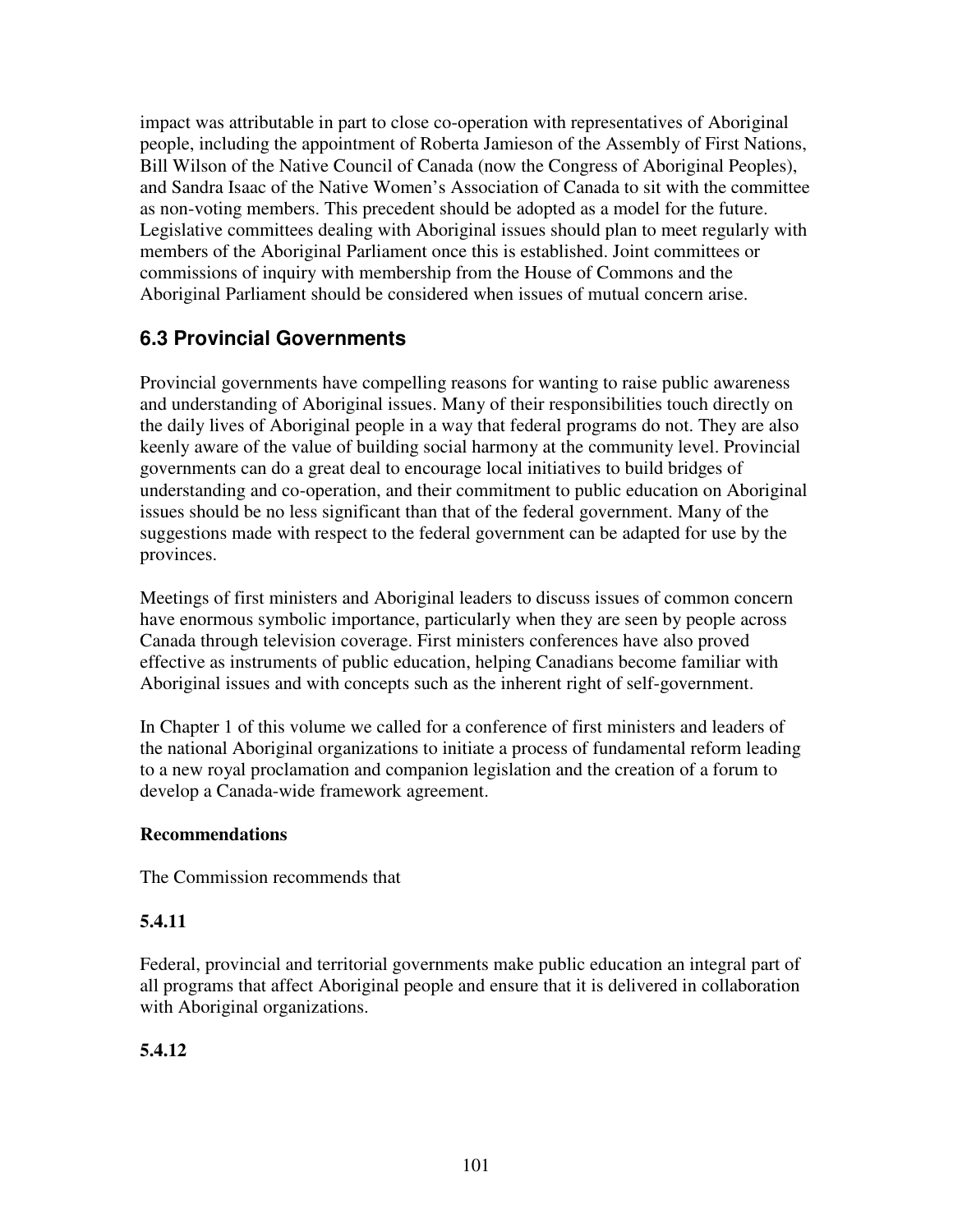impact was attributable in part to close co-operation with representatives of Aboriginal people, including the appointment of Roberta Jamieson of the Assembly of First Nations, Bill Wilson of the Native Council of Canada (now the Congress of Aboriginal Peoples), and Sandra Isaac of the Native Women's Association of Canada to sit with the committee as non-voting members. This precedent should be adopted as a model for the future. Legislative committees dealing with Aboriginal issues should plan to meet regularly with members of the Aboriginal Parliament once this is established. Joint committees or commissions of inquiry with membership from the House of Commons and the Aboriginal Parliament should be considered when issues of mutual concern arise.

## 6.3 Provincial Governments

Provincial governments have compelling reasons for wanting to raise public awareness and understanding of Aboriginal issues. Many of their responsibilities touch directly on the daily lives of Aboriginal people in a way that federal programs do not. They are also keenly aware of the value of building social harmony at the community level. Provincial governments can do a great deal to encourage local initiatives to build bridges of understanding and co-operation, and their commitment to public education on Aboriginal issues should be no less significant than that of the federal government. Many of the suggestions made with respect to the federal government can be adapted for use by the provinces.

Meetings of first ministers and Aboriginal leaders to discuss issues of common concern have enormous symbolic importance, particularly when they are seen by people across Canada through television coverage. First ministers conferences have also proved effective as instruments of public education, helping Canadians become familiar with Aboriginal issues and with concepts such as the inherent right of self-government.

In Chapter 1 of this volume we called for a conference of first ministers and leaders of the national Aboriginal organizations to initiate a process of fundamental reform leading to a new royal proclamation and companion legislation and the creation of a forum to develop a Canada-wide framework agreement.

**Recommendations**

The Commission recommends that

**5.4.11**

Federal, provincial and territorial governments make public education an integral part of all programs that affect Aboriginal people and ensure that it is delivered in collaboration with Aboriginal organizations.

**5.4.12**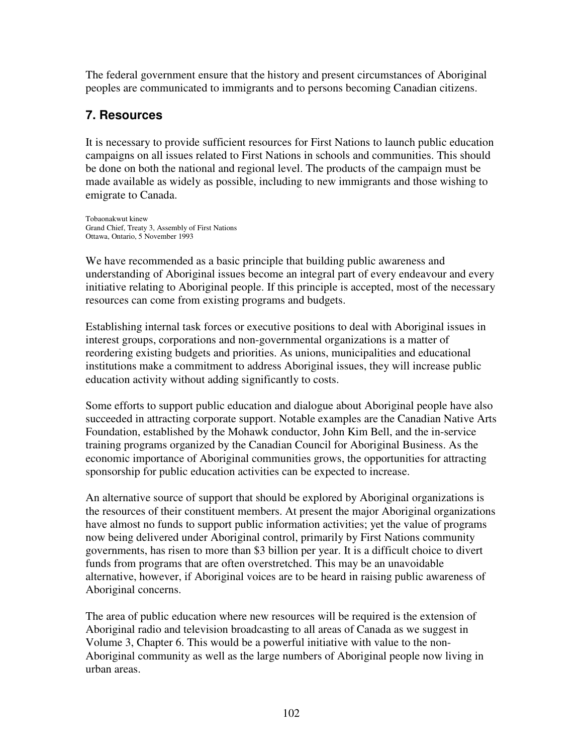The federal government ensure that the history and present circumstances of Aboriginal peoples are communicated to immigrants and to persons becoming Canadian citizens.

## 7. Resources

It is necessary to provide sufficient resources for First Nations to launch public education campaigns on all issues related to First Nations in schools and communities. This should be done on both the national and regional level. The products of the campaign must be made available as widely as possible, including to new immigrants and those wishing to emigrate to Canada.

Tobaonakwut kinew
Grand Chief, Treaty 3, Assembly of First Nations
Ottawa, Ontario, 5 November 1993

We have recommended as a basic principle that building public awareness and understanding of Aboriginal issues become an integral part of every endeavour and every initiative relating to Aboriginal people. If this principle is accepted, most of the necessary resources can come from existing programs and budgets.

Establishing internal task forces or executive positions to deal with Aboriginal issues in interest groups, corporations and non-governmental organizations is a matter of reordering existing budgets and priorities. As unions, municipalities and educational institutions make a commitment to address Aboriginal issues, they will increase public education activity without adding significantly to costs.

Some efforts to support public education and dialogue about Aboriginal people have also succeeded in attracting corporate support. Notable examples are the Canadian Native Arts Foundation, established by the Mohawk conductor, John Kim Bell, and the in-service training programs organized by the Canadian Council for Aboriginal Business. As the economic importance of Aboriginal communities grows, the opportunities for attracting sponsorship for public education activities can be expected to increase.

An alternative source of support that should be explored by Aboriginal organizations is the resources of their constituent members. At present the major Aboriginal organizations have almost no funds to support public information activities; yet the value of programs now being delivered under Aboriginal control, primarily by First Nations community governments, has risen to more than $3 billion per year. It is a difficult choice to divert funds from programs that are often overstretched. This may be an unavoidable alternative, however, if Aboriginal voices are to be heard in raising public awareness of Aboriginal concerns.

The area of public education where new resources will be required is the extension of Aboriginal radio and television broadcasting to all areas of Canada as we suggest in Volume 3, Chapter 6. This would be a powerful initiative with value to the non-Aboriginal community as well as the large numbers of Aboriginal people now living in urban areas.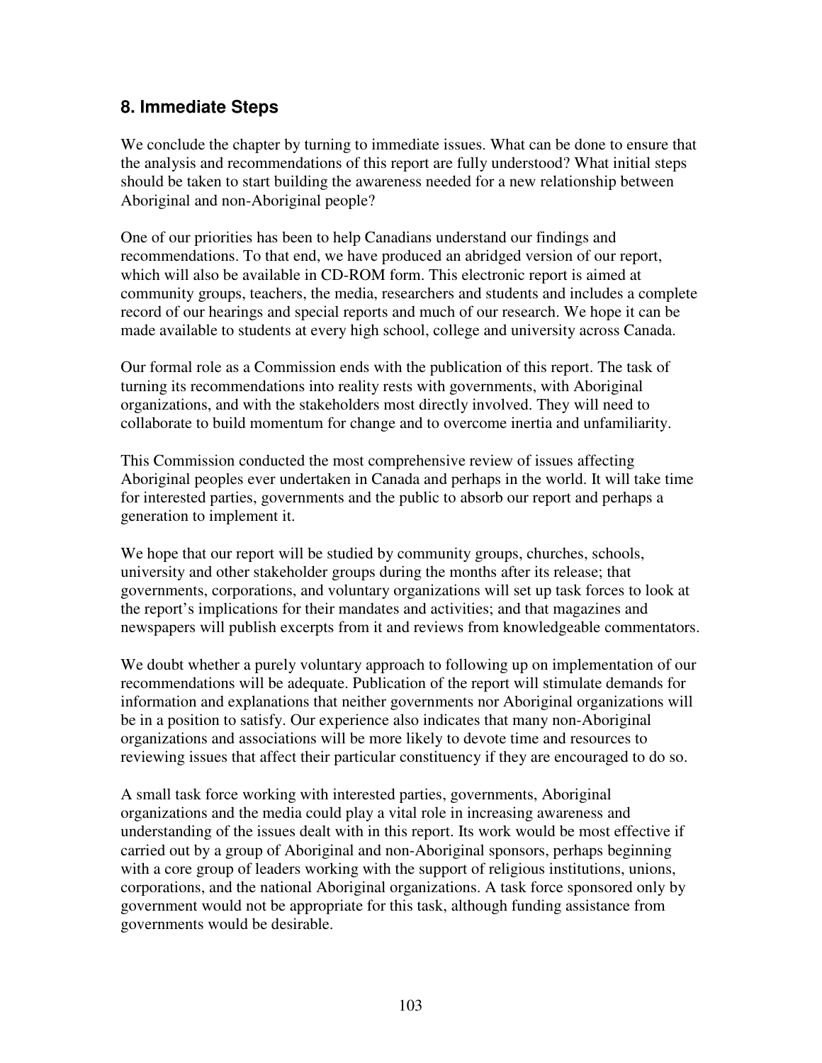## 8. Immediate Steps

We conclude the chapter by turning to immediate issues. What can be done to ensure that the analysis and recommendations of this report are fully understood? What initial steps should be taken to start building the awareness needed for a new relationship between Aboriginal and non-Aboriginal people?

One of our priorities has been to help Canadians understand our findings and recommendations. To that end, we have produced an abridged version of our report, which will also be available in CD-ROM form. This electronic report is aimed at community groups, teachers, the media, researchers and students and includes a complete record of our hearings and special reports and much of our research. We hope it can be made available to students at every high school, college and university across Canada.

Our formal role as a Commission ends with the publication of this report. The task of turning its recommendations into reality rests with governments, with Aboriginal organizations, and with the stakeholders most directly involved. They will need to collaborate to build momentum for change and to overcome inertia and unfamiliarity.

This Commission conducted the most comprehensive review of issues affecting Aboriginal peoples ever undertaken in Canada and perhaps in the world. It will take time for interested parties, governments and the public to absorb our report and perhaps a generation to implement it.

We hope that our report will be studied by community groups, churches, schools, university and other stakeholder groups during the months after its release; that governments, corporations, and voluntary organizations will set up task forces to look at the report's implications for their mandates and activities; and that magazines and newspapers will publish excerpts from it and reviews from knowledgeable commentators.

We doubt whether a purely voluntary approach to following up on implementation of our recommendations will be adequate. Publication of the report will stimulate demands for information and explanations that neither governments nor Aboriginal organizations will be in a position to satisfy. Our experience also indicates that many non-Aboriginal organizations and associations will be more likely to devote time and resources to reviewing issues that affect their particular constituency if they are encouraged to do so.

A small task force working with interested parties, governments, Aboriginal organizations and the media could play a vital role in increasing awareness and understanding of the issues dealt with in this report. Its work would be most effective if carried out by a group of Aboriginal and non-Aboriginal sponsors, perhaps beginning with a core group of leaders working with the support of religious institutions, unions, corporations, and the national Aboriginal organizations. A task force sponsored only by government would not be appropriate for this task, although funding assistance from governments would be desirable.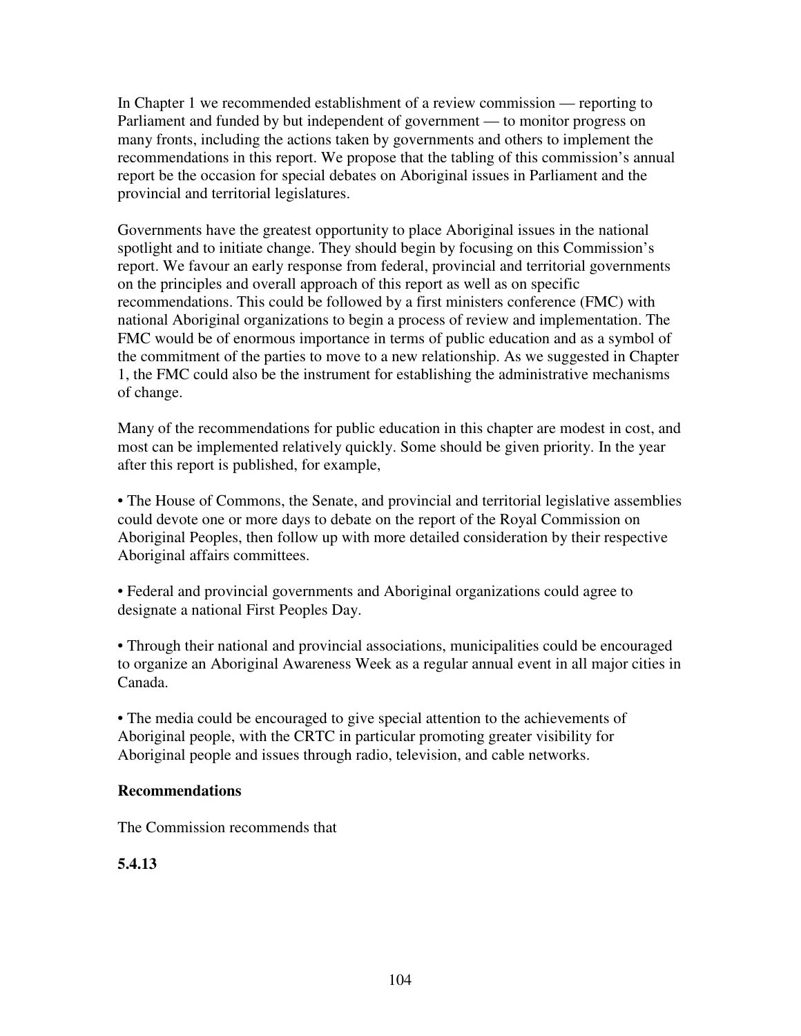In Chapter 1 we recommended establishment of a review commission — reporting to Parliament and funded by but independent of government — to monitor progress on many fronts, including the actions taken by governments and others to implement the recommendations in this report. We propose that the tabling of this commission's annual report be the occasion for special debates on Aboriginal issues in Parliament and the provincial and territorial legislatures.

Governments have the greatest opportunity to place Aboriginal issues in the national spotlight and to initiate change. They should begin by focusing on this Commission's report. We favour an early response from federal, provincial and territorial governments on the principles and overall approach of this report as well as on specific recommendations. This could be followed by a first ministers conference (FMC) with national Aboriginal organizations to begin a process of review and implementation. The FMC would be of enormous importance in terms of public education and as a symbol of the commitment of the parties to move to a new relationship. As we suggested in Chapter 1, the FMC could also be the instrument for establishing the administrative mechanisms of change.

Many of the recommendations for public education in this chapter are modest in cost, and most can be implemented relatively quickly. Some should be given priority. In the year after this report is published, for example,

- The House of Commons, the Senate, and provincial and territorial legislative assemblies could devote one or more days to debate on the report of the Royal Commission on Aboriginal Peoples, then follow up with more detailed consideration by their respective Aboriginal affairs committees.

- Federal and provincial governments and Aboriginal organizations could agree to designate a national First Peoples Day.

- Through their national and provincial associations, municipalities could be encouraged to organize an Aboriginal Awareness Week as a regular annual event in all major cities in Canada.

- The media could be encouraged to give special attention to the achievements of Aboriginal people, with the CRTC in particular promoting greater visibility for Aboriginal people and issues through radio, television, and cable networks.

**Recommendations**

The Commission recommends that

**5.4.13**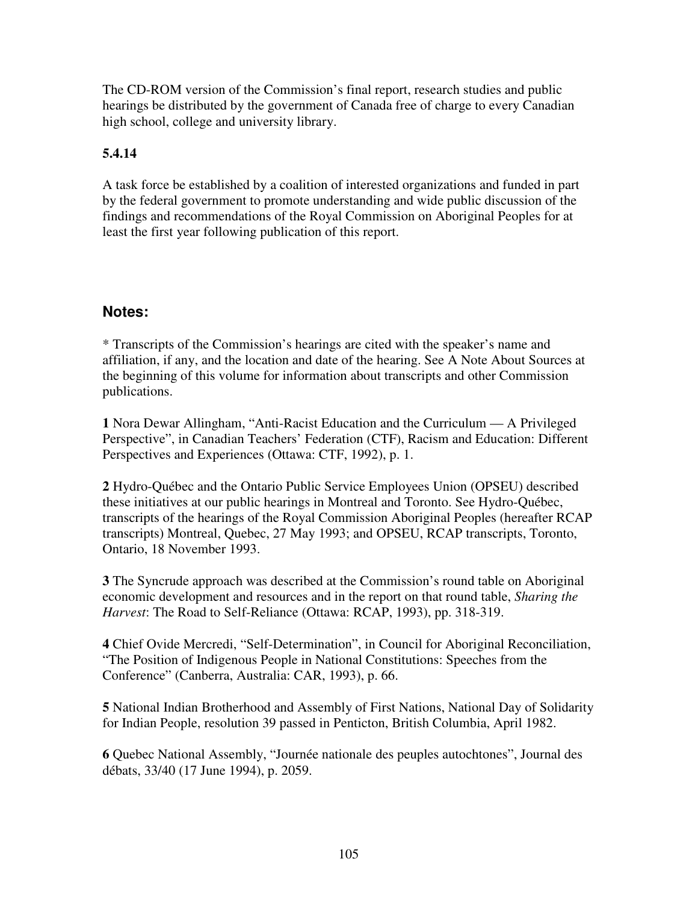The CD-ROM version of the Commission's final report, research studies and public hearings be distributed by the government of Canada free of charge to every Canadian high school, college and university library.

**5.4.14**

A task force be established by a coalition of interested organizations and funded in part by the federal government to promote understanding and wide public discussion of the findings and recommendations of the Royal Commission on Aboriginal Peoples for at least the first year following publication of this report.

## Notes:

* Transcripts of the Commission's hearings are cited with the speaker's name and affiliation, if any, and the location and date of the hearing. See A Note About Sources at the beginning of this volume for information about transcripts and other Commission publications.

**1** Nora Dewar Allingham, "Anti-Racist Education and the Curriculum — A Privileged Perspective", in Canadian Teachers' Federation (CTF), Racism and Education: Different Perspectives and Experiences (Ottawa: CTF, 1992), p. 1.

**2** Hydro-Québec and the Ontario Public Service Employees Union (OPSEU) described these initiatives at our public hearings in Montreal and Toronto. See Hydro-Québec, transcripts of the hearings of the Royal Commission Aboriginal Peoples (hereafter RCAP transcripts) Montreal, Quebec, 27 May 1993; and OPSEU, RCAP transcripts, Toronto, Ontario, 18 November 1993.

**3** The Syncrude approach was described at the Commission's round table on Aboriginal economic development and resources and in the report on that round table, *Sharing the Harvest*: The Road to Self-Reliance (Ottawa: RCAP, 1993), pp. 318-319.

**4** Chief Ovide Mercredi, "Self-Determination", in Council for Aboriginal Reconciliation, "The Position of Indigenous People in National Constitutions: Speeches from the Conference" (Canberra, Australia: CAR, 1993), p. 66.

**5** National Indian Brotherhood and Assembly of First Nations, National Day of Solidarity for Indian People, resolution 39 passed in Penticton, British Columbia, April 1982.

**6** Quebec National Assembly, "Journée nationale des peuples autochtones", Journal des débats, 33/40 (17 June 1994), p. 2059.